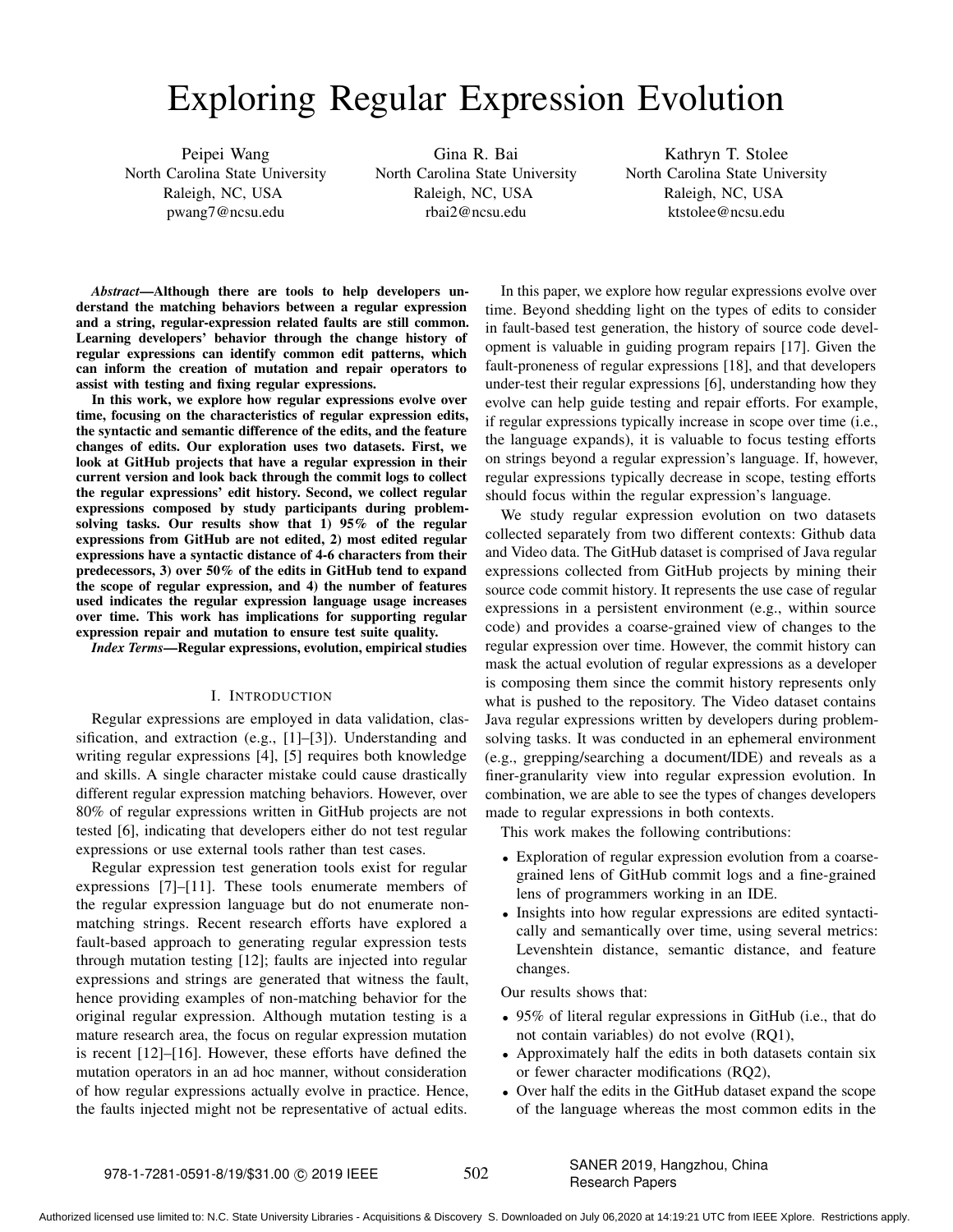# Exploring Regular Expression Evolution

Peipei Wang
North Carolina State University
Raleigh, NC, USA
pwang7@ncsu.edu

Gina R. Bai
North Carolina State University
Raleigh, NC, USA
rbai2@ncsu.edu

Kathryn T. Stolee
North Carolina State University
Raleigh, NC, USA
ktstolee@ncsu.edu

***Abstract*—Although there are tools to help developers understand the matching behaviors between a regular expression and a string, regular-expression related faults are still common. Learning developers' behavior through the change history of regular expressions can identify common edit patterns, which can inform the creation of mutation and repair operators to assist with testing and fixing regular expressions.**

**In this work, we explore how regular expressions evolve over time, focusing on the characteristics of regular expression edits, the syntactic and semantic difference of the edits, and the feature changes of edits. Our exploration uses two datasets. First, we look at GitHub projects that have a regular expression in their current version and look back through the commit logs to collect the regular expressions' edit history. Second, we collect regular expressions composed by study participants during problem-solving tasks. Our results show that 1) 95% of the regular expressions from GitHub are not edited, 2) most edited regular expressions have a syntactic distance of 4-6 characters from their predecessors, 3) over 50% of the edits in GitHub tend to expand the scope of regular expression, and 4) the number of features used indicates the regular expression language usage increases over time. This work has implications for supporting regular expression repair and mutation to ensure test suite quality.**

***Index Terms*—Regular expressions, evolution, empirical studies**

## I. Introduction

Regular expressions are employed in data validation, classification, and extraction (e.g., [1]–[3]). Understanding and writing regular expressions [4], [5] requires both knowledge and skills. A single character mistake could cause drastically different regular expression matching behaviors. However, over 80% of regular expressions written in GitHub projects are not tested [6], indicating that developers either do not test regular expressions or use external tools rather than test cases.

Regular expression test generation tools exist for regular expressions [7]–[11]. These tools enumerate members of the regular expression language but do not enumerate non-matching strings. Recent research efforts have explored a fault-based approach to generating regular expression tests through mutation testing [12]; faults are injected into regular expressions and strings are generated that witness the fault, hence providing examples of non-matching behavior for the original regular expression. Although mutation testing is a mature research area, the focus on regular expression mutation is recent [12]–[16]. However, these efforts have defined the mutation operators in an ad hoc manner, without consideration of how regular expressions actually evolve in practice. Hence, the faults injected might not be representative of actual edits.

In this paper, we explore how regular expressions evolve over time. Beyond shedding light on the types of edits to consider in fault-based test generation, the history of source code development is valuable in guiding program repairs [17]. Given the fault-proneness of regular expressions [18], and that developers under-test their regular expressions [6], understanding how they evolve can help guide testing and repair efforts. For example, if regular expressions typically increase in scope over time (i.e., the language expands), it is valuable to focus testing efforts on strings beyond a regular expression's language. If, however, regular expressions typically decrease in scope, testing efforts should focus within the regular expression's language.

We study regular expression evolution on two datasets collected separately from two different contexts: Github data and Video data. The GitHub dataset is comprised of Java regular expressions collected from GitHub projects by mining their source code commit history. It represents the use case of regular expressions in a persistent environment (e.g., within source code) and provides a coarse-grained view of changes to the regular expression over time. However, the commit history can mask the actual evolution of regular expressions as a developer is composing them since the commit history represents only what is pushed to the repository. The Video dataset contains Java regular expressions written by developers during problem-solving tasks. It was conducted in an ephemeral environment (e.g., grepping/searching a document/IDE) and reveals as a finer-granularity view into regular expression evolution. In combination, we are able to see the types of changes developers made to regular expressions in both contexts.

This work makes the following contributions:

- Exploration of regular expression evolution from a coarse-grained lens of GitHub commit logs and a fine-grained lens of programmers working in an IDE.
- Insights into how regular expressions are edited syntactically and semantically over time, using several metrics: Levenshtein distance, semantic distance, and feature changes.

Our results shows that:

- 95% of literal regular expressions in GitHub (i.e., that do not contain variables) do not evolve (RQ1),
- Approximately half the edits in both datasets contain six or fewer character modifications (RQ2),
- Over half the edits in the GitHub dataset expand the scope of the language whereas the most common edits in the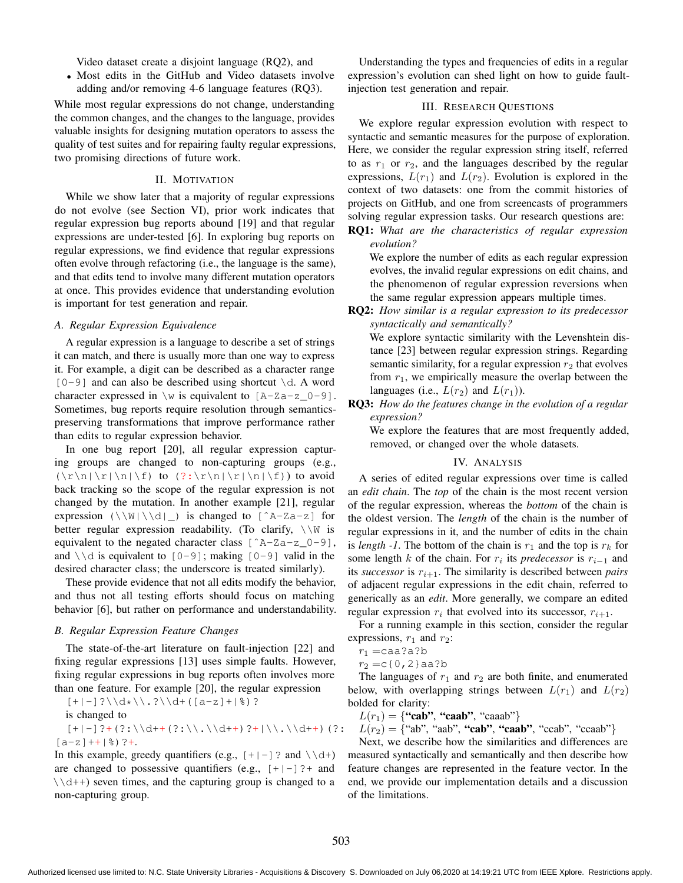Video dataset create a disjoint language (RQ2), and

- Most edits in the GitHub and Video datasets involve adding and/or removing 4-6 language features (RQ3).

While most regular expressions do not change, understanding the common changes, and the changes to the language, provides valuable insights for designing mutation operators to assess the quality of test suites and for repairing faulty regular expressions, two promising directions of future work.

## II. Motivation

While we show later that a majority of regular expressions do not evolve (see Section VI), prior work indicates that regular expression bug reports abound [19] and that regular expressions are under-tested [6]. In exploring bug reports on regular expressions, we find evidence that regular expressions often evolve through refactoring (i.e., the language is the same), and that edits tend to involve many different mutation operators at once. This provides evidence that understanding evolution is important for test generation and repair.

### A. Regular Expression Equivalence

A regular expression is a language to describe a set of strings it can match, and there is usually more than one way to express it. For example, a digit can be described as a character range `[0-9]` and can also be described using shortcut `\d`. A word character expressed in `\w` is equivalent to `[A-Za-z_0-9]`. Sometimes, bug reports require resolution through semantics-preserving transformations that improve performance rather than edits to regular expression behavior.

In one bug report [20], all regular expression capturing groups are changed to non-capturing groups (e.g., `(\r\n|\r|\n|\f)` to `(?:\r\n|\r|\n|\f)`) to avoid back tracking so the scope of the regular expression is not changed by the mutation. In another example [21], regular expression `(\\W|\\d|_)` is changed to `[^A-Za-z]` for better regular expression readability. (To clarify, `\\W` is equivalent to the negated character class `[^A-Za-z_0-9]`, and `\\d` is equivalent to `[0-9]`; making `[0-9]` valid in the desired character class; the underscore is treated similarly).

These provide evidence that not all edits modify the behavior, and thus not all testing efforts should focus on matching behavior [6], but rather on performance and understandability.

### B. Regular Expression Feature Changes

The state-of-the-art literature on fault-injection [22] and fixing regular expressions [13] uses simple faults. However, fixing regular expressions in bug reports often involves more than one feature. For example [20], the regular expression

`[+|-]?\\d*\\.?\\d+([a-z]+|%)?`

is changed to

`[+|-]?+(?:\\d++(?:\\.\\d++)?+|\\.\\d++)(?:[a-z]++|%)?+`.

In this example, greedy quantifiers (e.g., `[+|-]?` and `\\d+`) are changed to possessive quantifiers (e.g., `[+|-]?+` and `\\d++`) seven times, and the capturing group is changed to a non-capturing group.

Understanding the types and frequencies of edits in a regular expression's evolution can shed light on how to guide fault-injection test generation and repair.

## III. Research Questions

We explore regular expression evolution with respect to syntactic and semantic measures for the purpose of exploration. Here, we consider the regular expression string itself, referred to as $r_1$ or $r_2$, and the languages described by the regular expressions, $L(r_1)$ and $L(r_2)$. Evolution is explored in the context of two datasets: one from the commit histories of projects on GitHub, and one from screencasts of programmers solving regular expression tasks. Our research questions are:

**RQ1:** *What are the characteristics of regular expression evolution?*

We explore the number of edits as each regular expression evolves, the invalid regular expressions on edit chains, and the phenomenon of regular expression reversions when the same regular expression appears multiple times.

**RQ2:** *How similar is a regular expression to its predecessor syntactically and semantically?*

We explore syntactic similarity with the Levenshtein distance [23] between regular expression strings. Regarding semantic similarity, for a regular expression $r_2$ that evolves from $r_1$, we empirically measure the overlap between the languages (i.e., $L(r_2)$ and $L(r_1)$).

**RQ3:** *How do the features change in the evolution of a regular expression?*

We explore the features that are most frequently added, removed, or changed over the whole datasets.

## IV. Analysis

A series of edited regular expressions over time is called an *edit chain*. The *top* of the chain is the most recent version of the regular expression, whereas the *bottom* of the chain is the oldest version. The *length* of the chain is the number of regular expressions in it, and the number of edits in the chain is *length -1*. The bottom of the chain is $r_1$ and the top is $r_k$ for some length $k$ of the chain. For $r_i$ its *predecessor* is $r_{i-1}$ and its *successor* is $r_{i+1}$. The similarity is described between *pairs* of adjacent regular expressions in the edit chain, referred to as generically as an *edit*. More generally, we compare an edited regular expression $r_i$ that evolved into its successor, $r_{i+1}$.

For a running example in this section, consider the regular expressions, $r_1$ and $r_2$:

$r_1$ = `caa?a?b`

$r_2$ = `c{0,2}aa?b`

The languages of $r_1$ and $r_2$ are both finite, and enumerated below, with overlapping strings between $L(r_1)$ and $L(r_2)$ bolded for clarity:

$L(r_1)$ = {**"cab"**, **"caab"**, "caaab"}

$L(r_2)$ = {"ab", "aab", **"cab"**, **"caab"**, "ccab", "ccaab"}

Next, we describe how the similarities and differences are measured syntactically and semantically and then describe how feature changes are represented in the feature vector. In the end, we provide our implementation details and a discussion of the limitations.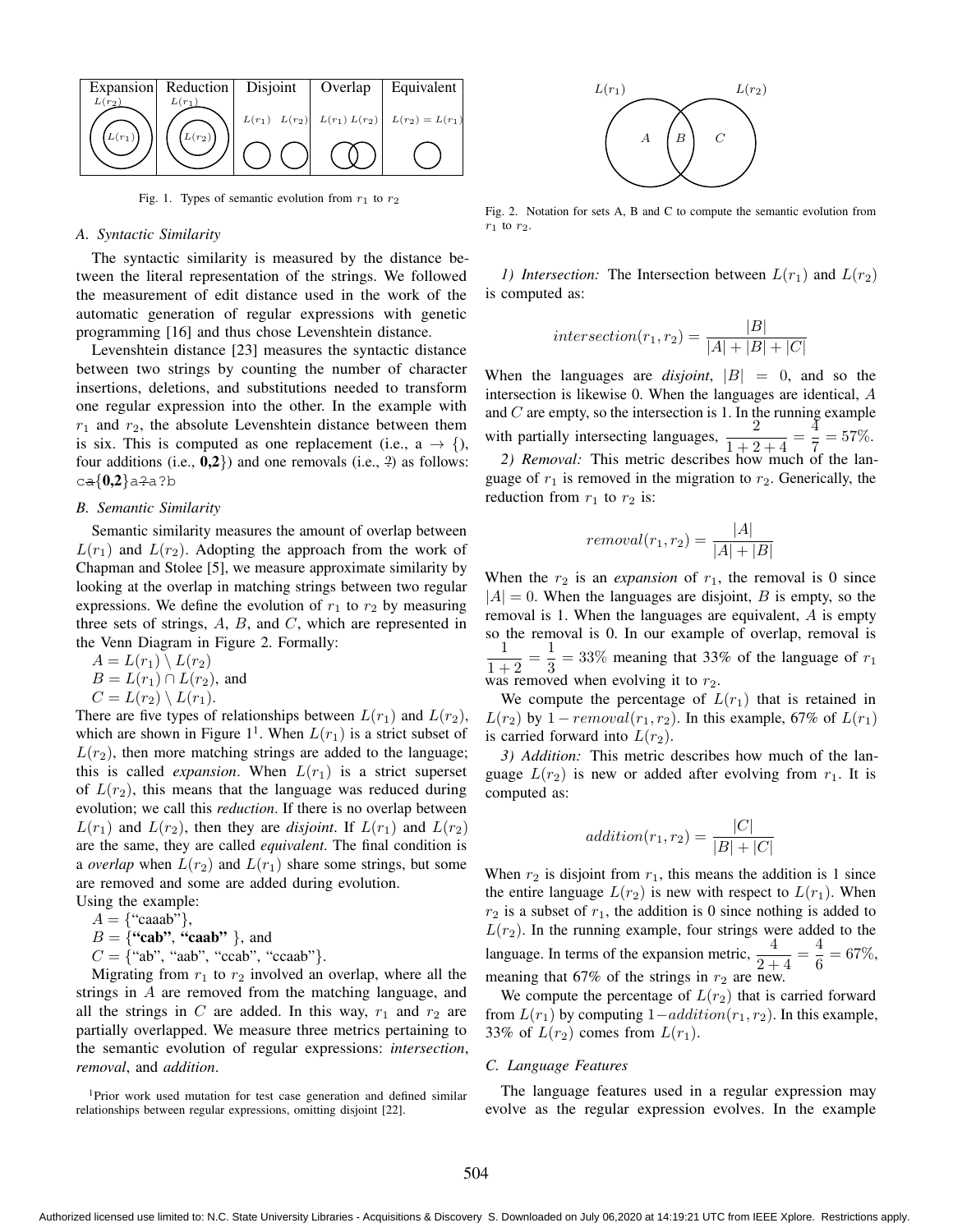| Expansion | Reduction | Disjoint | Overlap | Equivalent |
|---|---|---|---|---|
| $L(r_2)$ ⊃ $L(r_1)$ | $L(r_1)$ ⊃ $L(r_2)$ | $L(r_1)$ $L(r_2)$ | $L(r_1)$ $L(r_2)$ | $L(r_2) = L(r_1)$ |

Fig. 1. Types of semantic evolution from $r_1$ to $r_2$

### A. Syntactic Similarity

The syntactic similarity is measured by the distance between the literal representation of the strings. We followed the measurement of edit distance used in the work of the automatic generation of regular expressions with genetic programming [16] and thus chose Levenshtein distance.

Levenshtein distance [23] measures the syntactic distance between two strings by counting the number of character insertions, deletions, and substitutions needed to transform one regular expression into the other. In the example with $r_1$ and $r_2$, the absolute Levenshtein distance between them is six. This is computed as one replacement (i.e., a → {), four additions (i.e., **0,2**}) and one removals (i.e., ?) as follows: `ca{0,2}a?a?b`

### B. Semantic Similarity

Semantic similarity measures the amount of overlap between $L(r_1)$ and $L(r_2)$. Adopting the approach from the work of Chapman and Stolee [5], we measure approximate similarity by looking at the overlap in matching strings between two regular expressions. We define the evolution of $r_1$ to $r_2$ by measuring three sets of strings, $A$, $B$, and $C$, which are represented in the Venn Diagram in Figure 2. Formally:

$A = L(r_1) \setminus L(r_2)$
$B = L(r_1) \cap L(r_2)$, and
$C = L(r_2) \setminus L(r_1)$.

There are five types of relationships between $L(r_1)$ and $L(r_2)$, which are shown in Figure 1[1]. When $L(r_1)$ is a strict subset of $L(r_2)$, then more matching strings are added to the language; this is called *expansion*. When $L(r_1)$ is a strict superset of $L(r_2)$, this means that the language was reduced during evolution; we call this *reduction*. If there is no overlap between $L(r_1)$ and $L(r_2)$, then they are *disjoint*. If $L(r_1)$ and $L(r_2)$ are the same, they are called *equivalent*. The final condition is a *overlap* when $L(r_2)$ and $L(r_1)$ share some strings, but some are removed and some are added during evolution.

Using the example:

$A = \{$"caaab"$\}$,
$B = \{$**"cab"**, **"caab"** $\}$, and
$C = \{$"ab", "aab", "ccab", "ccaab"$\}$.

Migrating from $r_1$ to $r_2$ involved an overlap, where all the strings in $A$ are removed from the matching language, and all the strings in $C$ are added. In this way, $r_1$ and $r_2$ are partially overlapped. We measure three metrics pertaining to the semantic evolution of regular expressions: *intersection*, *removal*, and *addition*.

[1]Prior work used mutation for test case generation and defined similar relationships between regular expressions, omitting disjoint [22].

$L(r_1)$ &nbsp;&nbsp; $L(r_2)$ &nbsp;&nbsp; A &nbsp; B &nbsp; C

Fig. 2. Notation for sets A, B and C to compute the semantic evolution from $r_1$ to $r_2$.

*1) Intersection:* The Intersection between $L(r_1)$ and $L(r_2)$ is computed as:

$$intersection(r_1, r_2) = \frac{|B|}{|A| + |B| + |C|}$$

When the languages are *disjoint*, $|B| = 0$, and so the intersection is likewise 0. When the languages are identical, $A$ and $C$ are empty, so the intersection is 1. In the running example with partially intersecting languages, $\frac{2}{1+2+4} = \frac{4}{7} = 57\%$.

*2) Removal:* This metric describes how much of the language of $r_1$ is removed in the migration to $r_2$. Generically, the reduction from $r_1$ to $r_2$ is:

$$removal(r_1, r_2) = \frac{|A|}{|A| + |B|}$$

When the $r_2$ is an *expansion* of $r_1$, the removal is 0 since $|A| = 0$. When the languages are disjoint, $B$ is empty, so the removal is 1. When the languages are equivalent, $A$ is empty so the removal is 0. In our example of overlap, removal is $\frac{1}{1+2} = \frac{1}{3} = 33\%$ meaning that 33% of the language of $r_1$ was removed when evolving it to $r_2$.

We compute the percentage of $L(r_1)$ that is retained in $L(r_2)$ by $1 - removal(r_1, r_2)$. In this example, 67% of $L(r_1)$ is carried forward into $L(r_2)$.

*3) Addition:* This metric describes how much of the language $L(r_2)$ is new or added after evolving from $r_1$. It is computed as:

$$addition(r_1, r_2) = \frac{|C|}{|B| + |C|}$$

When $r_2$ is disjoint from $r_1$, this means the addition is 1 since the entire language $L(r_2)$ is new with respect to $L(r_1)$. When $r_2$ is a subset of $r_1$, the addition is 0 since nothing is added to $L(r_2)$. In the running example, four strings were added to the language. In terms of the expansion metric, $\frac{4}{2+4} = \frac{4}{6} = 67\%$, meaning that 67% of the strings in $r_2$ are new.

We compute the percentage of $L(r_2)$ that is carried forward from $L(r_1)$ by computing $1 - addition(r_1, r_2)$. In this example, 33% of $L(r_2)$ comes from $L(r_1)$.

### C. Language Features

The language features used in a regular expression may evolve as the regular expression evolves. In the example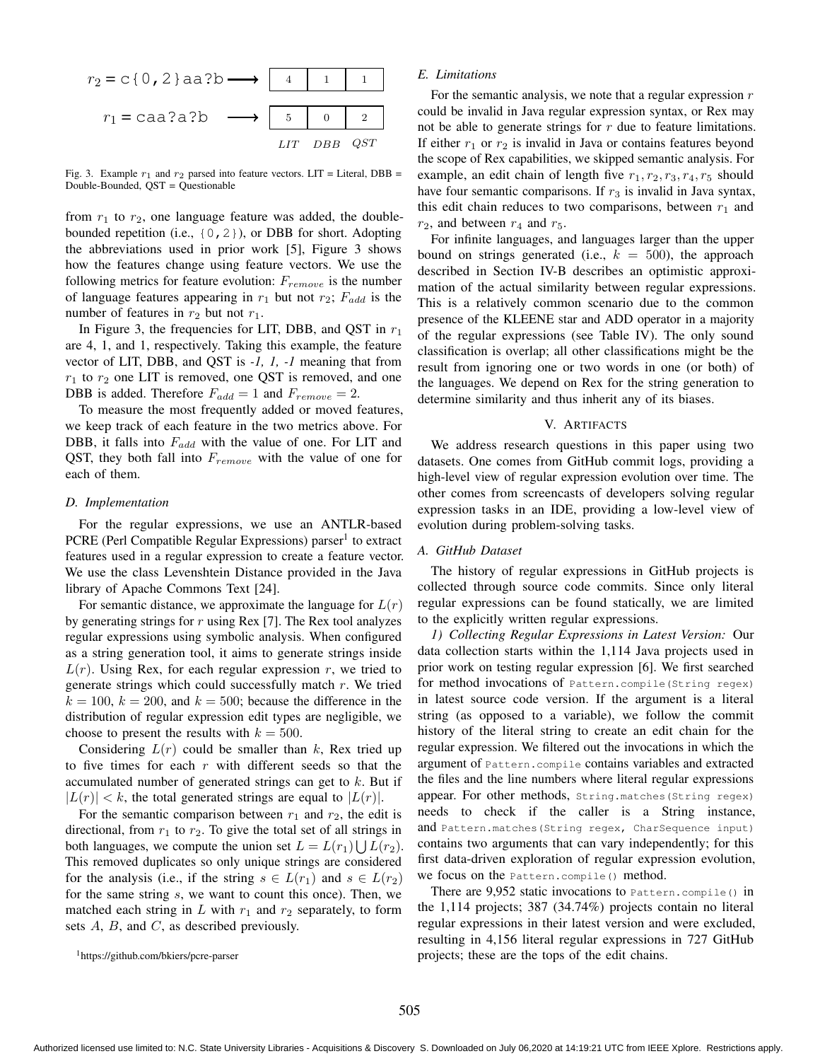| | LIT | DBB | QST |
|---|---|---|---|
| $r_2$ = `c{0,2}aa?b` ⟶ | 4 | 1 | 1 |
| $r_1$ = `caa?a?b` ⟶ | 5 | 0 | 2 |

Fig. 3. Example $r_1$ and $r_2$ parsed into feature vectors. LIT = Literal, DBB = Double-Bounded, QST = Questionable

from $r_1$ to $r_2$, one language feature was added, the double-bounded repetition (i.e., `{0,2}`), or DBB for short. Adopting the abbreviations used in prior work [5], Figure 3 shows how the features change using feature vectors. We use the following metrics for feature evolution: $F_{remove}$ is the number of language features appearing in $r_1$ but not $r_2$; $F_{add}$ is the number of features in $r_2$ but not $r_1$.

In Figure 3, the frequencies for LIT, DBB, and QST in $r_1$ are 4, 1, and 1, respectively. Taking this example, the feature vector of LIT, DBB, and QST is *-1, 1, -1* meaning that from $r_1$ to $r_2$ one LIT is removed, one QST is removed, and one DBB is added. Therefore $F_{add} = 1$ and $F_{remove} = 2$.

To measure the most frequently added or moved features, we keep track of each feature in the two metrics above. For DBB, it falls into $F_{add}$ with the value of one. For LIT and QST, they both fall into $F_{remove}$ with the value of one for each of them.

### D. Implementation

For the regular expressions, we use an ANTLR-based PCRE (Perl Compatible Regular Expressions) parser[1] to extract features used in a regular expression to create a feature vector. We use the class Levenshtein Distance provided in the Java library of Apache Commons Text [24].

For semantic distance, we approximate the language for $L(r)$ by generating strings for $r$ using Rex [7]. The Rex tool analyzes regular expressions using symbolic analysis. When configured as a string generation tool, it aims to generate strings inside $L(r)$. Using Rex, for each regular expression $r$, we tried to generate strings which could successfully match $r$. We tried $k = 100$, $k = 200$, and $k = 500$; because the difference in the distribution of regular expression edit types are negligible, we choose to present the results with $k = 500$.

Considering $L(r)$ could be smaller than $k$, Rex tried up to five times for each $r$ with different seeds so that the accumulated number of generated strings can get to $k$. But if $|L(r)| < k$, the total generated strings are equal to $|L(r)|$.

For the semantic comparison between $r_1$ and $r_2$, the edit is directional, from $r_1$ to $r_2$. To give the total set of all strings in both languages, we compute the union set $L = L(r_1) \bigcup L(r_2)$. This removed duplicates so only unique strings are considered for the analysis (i.e., if the string $s \in L(r_1)$ and $s \in L(r_2)$ for the same string $s$, we want to count this once). Then, we matched each string in $L$ with $r_1$ and $r_2$ separately, to form sets $A$, $B$, and $C$, as described previously.

[1] https://github.com/bkiers/pcre-parser

### E. Limitations

For the semantic analysis, we note that a regular expression $r$ could be invalid in Java regular expression syntax, or Rex may not be able to generate strings for $r$ due to feature limitations. If either $r_1$ or $r_2$ is invalid in Java or contains features beyond the scope of Rex capabilities, we skipped semantic analysis. For example, an edit chain of length five $r_1, r_2, r_3, r_4, r_5$ should have four semantic comparisons. If $r_3$ is invalid in Java syntax, this edit chain reduces to two comparisons, between $r_1$ and $r_2$, and between $r_4$ and $r_5$.

For infinite languages, and languages larger than the upper bound on strings generated (i.e., $k = 500$), the approach described in Section IV-B describes an optimistic approximation of the actual similarity between regular expressions. This is a relatively common scenario due to the common presence of the KLEENE star and ADD operator in a majority of the regular expressions (see Table IV). The only sound classification is overlap; all other classifications might be the result from ignoring one or two words in one (or both) of the languages. We depend on Rex for the string generation to determine similarity and thus inherit any of its biases.

## V. Artifacts

We address research questions in this paper using two datasets. One comes from GitHub commit logs, providing a high-level view of regular expression evolution over time. The other comes from screencasts of developers solving regular expression tasks in an IDE, providing a low-level view of evolution during problem-solving tasks.

### A. GitHub Dataset

The history of regular expressions in GitHub projects is collected through source code commits. Since only literal regular expressions can be found statically, we are limited to the explicitly written regular expressions.

*1) Collecting Regular Expressions in Latest Version:* Our data collection starts within the 1,114 Java projects used in prior work on testing regular expression [6]. We first searched for method invocations of `Pattern.compile(String regex)` in latest source code version. If the argument is a literal string (as opposed to a variable), we follow the commit history of the literal string to create an edit chain for the regular expression. We filtered out the invocations in which the argument of `Pattern.compile` contains variables and extracted the files and the line numbers where literal regular expressions appear. For other methods, `String.matches(String regex)` needs to check if the caller is a String instance, and `Pattern.matches(String regex, CharSequence input)` contains two arguments that can vary independently; for this first data-driven exploration of regular expression evolution, we focus on the `Pattern.compile()` method.

There are 9,952 static invocations to `Pattern.compile()` in the 1,114 projects; 387 (34.74%) projects contain no literal regular expressions in their latest version and were excluded, resulting in 4,156 literal regular expressions in 727 GitHub projects; these are the tops of the edit chains.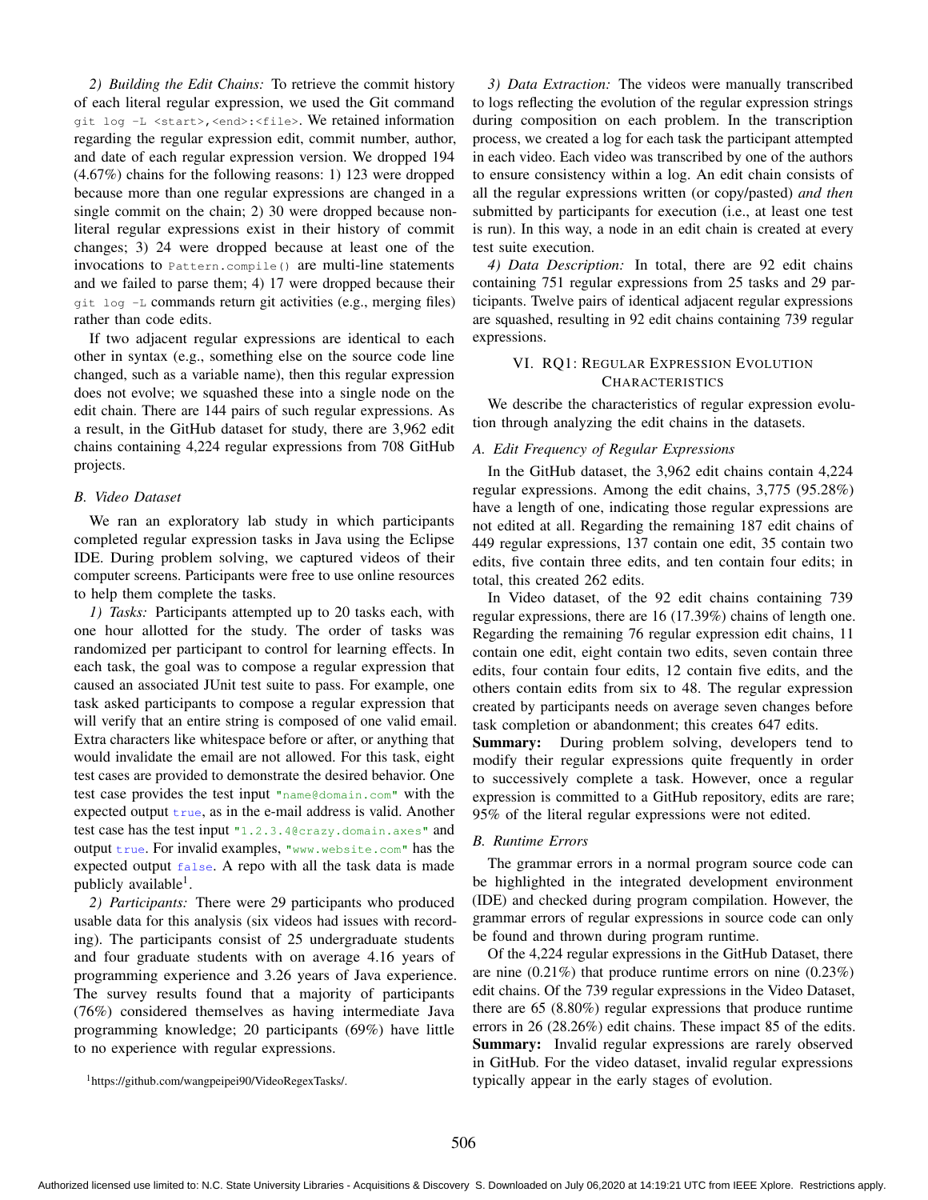*2) Building the Edit Chains:* To retrieve the commit history of each literal regular expression, we used the Git command `git log -L <start>,<end>:<file>`. We retained information regarding the regular expression edit, commit number, author, and date of each regular expression version. We dropped 194 (4.67%) chains for the following reasons: 1) 123 were dropped because more than one regular expressions are changed in a single commit on the chain; 2) 30 were dropped because non-literal regular expressions exist in their history of commit changes; 3) 24 were dropped because at least one of the invocations to `Pattern.compile()` are multi-line statements and we failed to parse them; 4) 17 were dropped because their `git log -L` commands return git activities (e.g., merging files) rather than code edits.

If two adjacent regular expressions are identical to each other in syntax (e.g., something else on the source code line changed, such as a variable name), then this regular expression does not evolve; we squashed these into a single node on the edit chain. There are 144 pairs of such regular expressions. As a result, in the GitHub dataset for study, there are 3,962 edit chains containing 4,224 regular expressions from 708 GitHub projects.

### B. Video Dataset

We ran an exploratory lab study in which participants completed regular expression tasks in Java using the Eclipse IDE. During problem solving, we captured videos of their computer screens. Participants were free to use online resources to help them complete the tasks.

*1) Tasks:* Participants attempted up to 20 tasks each, with one hour allotted for the study. The order of tasks was randomized per participant to control for learning effects. In each task, the goal was to compose a regular expression that caused an associated JUnit test suite to pass. For example, one task asked participants to compose a regular expression that will verify that an entire string is composed of one valid email. Extra characters like whitespace before or after, or anything that would invalidate the email are not allowed. For this task, eight test cases are provided to demonstrate the desired behavior. One test case provides the test input `"name@domain.com"` with the expected output `true`, as in the e-mail address is valid. Another test case has the test input `"1.2.3.4@crazy.domain.axes"` and output `true`. For invalid examples, `"www.website.com"` has the expected output `false`. A repo with all the task data is made publicly available[1].

*2) Participants:* There were 29 participants who produced usable data for this analysis (six videos had issues with recording). The participants consist of 25 undergraduate students and four graduate students with on average 4.16 years of programming experience and 3.26 years of Java experience. The survey results found that a majority of participants (76%) considered themselves as having intermediate Java programming knowledge; 20 participants (69%) have little to no experience with regular expressions.

[1]https://github.com/wangpeipei90/VideoRegexTasks/.

*3) Data Extraction:* The videos were manually transcribed to logs reflecting the evolution of the regular expression strings during composition on each problem. In the transcription process, we created a log for each task the participant attempted in each video. Each video was transcribed by one of the authors to ensure consistency within a log. An edit chain consists of all the regular expressions written (or copy/pasted) *and then* submitted by participants for execution (i.e., at least one test is run). In this way, a node in an edit chain is created at every test suite execution.

*4) Data Description:* In total, there are 92 edit chains containing 751 regular expressions from 25 tasks and 29 participants. Twelve pairs of identical adjacent regular expressions are squashed, resulting in 92 edit chains containing 739 regular expressions.

## VI. RQ1: Regular Expression Evolution Characteristics

We describe the characteristics of regular expression evolution through analyzing the edit chains in the datasets.

### A. Edit Frequency of Regular Expressions

In the GitHub dataset, the 3,962 edit chains contain 4,224 regular expressions. Among the edit chains, 3,775 (95.28%) have a length of one, indicating those regular expressions are not edited at all. Regarding the remaining 187 edit chains of 449 regular expressions, 137 contain one edit, 35 contain two edits, five contain three edits, and ten contain four edits; in total, this created 262 edits.

In Video dataset, of the 92 edit chains containing 739 regular expressions, there are 16 (17.39%) chains of length one. Regarding the remaining 76 regular expression edit chains, 11 contain one edit, eight contain two edits, seven contain three edits, four contain four edits, 12 contain five edits, and the others contain edits from six to 48. The regular expression created by participants needs on average seven changes before task completion or abandonment; this creates 647 edits.

**Summary:** During problem solving, developers tend to modify their regular expressions quite frequently in order to successively complete a task. However, once a regular expression is committed to a GitHub repository, edits are rare; 95% of the literal regular expressions were not edited.

### B. Runtime Errors

The grammar errors in a normal program source code can be highlighted in the integrated development environment (IDE) and checked during program compilation. However, the grammar errors of regular expressions in source code can only be found and thrown during program runtime.

Of the 4,224 regular expressions in the GitHub Dataset, there are nine (0.21%) that produce runtime errors on nine (0.23%) edit chains. Of the 739 regular expressions in the Video Dataset, there are 65 (8.80%) regular expressions that produce runtime errors in 26 (28.26%) edit chains. These impact 85 of the edits.

**Summary:** Invalid regular expressions are rarely observed in GitHub. For the video dataset, invalid regular expressions typically appear in the early stages of evolution.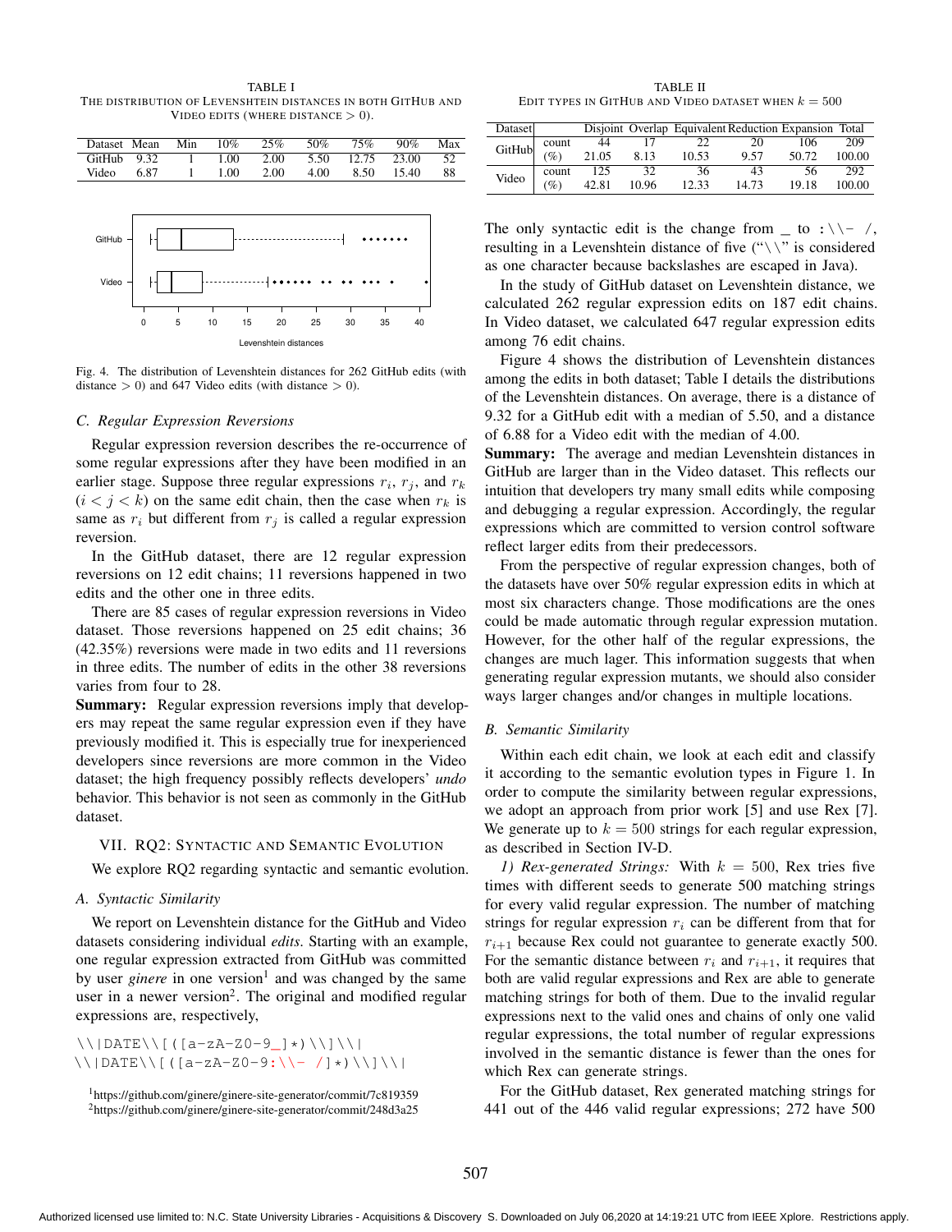TABLE I
THE DISTRIBUTION OF LEVENSHTEIN DISTANCES IN BOTH GITHUB AND VIDEO EDITS (WHERE DISTANCE > 0).

| Dataset | Mean | Min | 10% | 25% | 50% | 75% | 90% | Max |
|---|---|---|---|---|---|---|---|---|
| GitHub | 9.32 | 1 | 1.00 | 2.00 | 5.50 | 12.75 | 23.00 | 52 |
| Video | 6.87 | 1 | 1.00 | 2.00 | 4.00 | 8.50 | 15.40 | 88 |

Fig. 4. The distribution of Levenshtein distances for 262 GitHub edits (with distance > 0) and 647 Video edits (with distance > 0).

### C. Regular Expression Reversions

Regular expression reversion describes the re-occurrence of some regular expressions after they have been modified in an earlier stage. Suppose three regular expressions $r_i$, $r_j$, and $r_k$ ($i < j < k$) on the same edit chain, then the case when $r_k$ is same as $r_i$ but different from $r_j$ is called a regular expression reversion.

In the GitHub dataset, there are 12 regular expression reversions on 12 edit chains; 11 reversions happened in two edits and the other one in three edits.

There are 85 cases of regular expression reversions in Video dataset. Those reversions happened on 25 edit chains; 36 (42.35%) reversions were made in two edits and 11 reversions in three edits. The number of edits in the other 38 reversions varies from four to 28.

**Summary:** Regular expression reversions imply that developers may repeat the same regular expression even if they have previously modified it. This is especially true for inexperienced developers since reversions are more common in the Video dataset; the high frequency possibly reflects developers' *undo* behavior. This behavior is not seen as commonly in the GitHub dataset.

## VII. RQ2: SYNTACTIC AND SEMANTIC EVOLUTION

We explore RQ2 regarding syntactic and semantic evolution.

### A. Syntactic Similarity

We report on Levenshtein distance for the GitHub and Video datasets considering individual *edits*. Starting with an example, one regular expression extracted from GitHub was committed by user *ginere* in one version[1] and was changed by the same user in a newer version[2]. The original and modified regular expressions are, respectively,

```
\\|DATE\\[([a-zA-Z0-9_]*)\\]\\|
\\|DATE\\[([a-zA-Z0-9:\\- /]*)\\]\\|
```

[1]https://github.com/ginere/ginere-site-generator/commit/7c819359
[2]https://github.com/ginere/ginere-site-generator/commit/248d3a25

TABLE II
EDIT TYPES IN GITHUB AND VIDEO DATASET WHEN $k = 500$

| Dataset | | Disjoint | Overlap | Equivalent | Reduction | Expansion | Total |
|---|---|---|---|---|---|---|---|
| GitHub | count | 44 | 17 | 22 | 20 | 106 | 209 |
| | (%) | 21.05 | 8.13 | 10.53 | 9.57 | 50.72 | 100.00 |
| Video | count | 125 | 32 | 36 | 43 | 56 | 292 |
| | (%) | 42.81 | 10.96 | 12.33 | 14.73 | 19.18 | 100.00 |

The only syntactic edit is the change from _ to :\\- /, resulting in a Levenshtein distance of five ("\\" is considered as one character because backslashes are escaped in Java).

In the study of GitHub dataset on Levenshtein distance, we calculated 262 regular expression edits on 187 edit chains. In Video dataset, we calculated 647 regular expression edits among 76 edit chains.

Figure 4 shows the distribution of Levenshtein distances among the edits in both dataset; Table I details the distributions of the Levenshtein distances. On average, there is a distance of 9.32 for a GitHub edit with a median of 5.50, and a distance of 6.88 for a Video edit with the median of 4.00.

**Summary:** The average and median Levenshtein distances in GitHub are larger than in the Video dataset. This reflects our intuition that developers try many small edits while composing and debugging a regular expression. Accordingly, the regular expressions which are committed to version control software reflect larger edits from their predecessors.

From the perspective of regular expression changes, both of the datasets have over 50% regular expression edits in which at most six characters change. Those modifications are the ones could be made automatic through regular expression mutation. However, for the other half of the regular expressions, the changes are much lager. This information suggests that when generating regular expression mutants, we should also consider ways larger changes and/or changes in multiple locations.

### B. Semantic Similarity

Within each edit chain, we look at each edit and classify it according to the semantic evolution types in Figure 1. In order to compute the similarity between regular expressions, we adopt an approach from prior work [5] and use Rex [7]. We generate up to $k = 500$ strings for each regular expression, as described in Section IV-D.

*1) Rex-generated Strings:* With $k = 500$, Rex tries five times with different seeds to generate 500 matching strings for every valid regular expression. The number of matching strings for regular expression $r_i$ can be different from that for $r_{i+1}$ because Rex could not guarantee to generate exactly 500. For the semantic distance between $r_i$ and $r_{i+1}$, it requires that both are valid regular expressions and Rex are able to generate matching strings for both of them. Due to the invalid regular expressions next to the valid ones and chains of only one valid regular expressions, the total number of regular expressions involved in the semantic distance is fewer than the ones for which Rex can generate strings.

For the GitHub dataset, Rex generated matching strings for 441 out of the 446 valid regular expressions; 272 have 500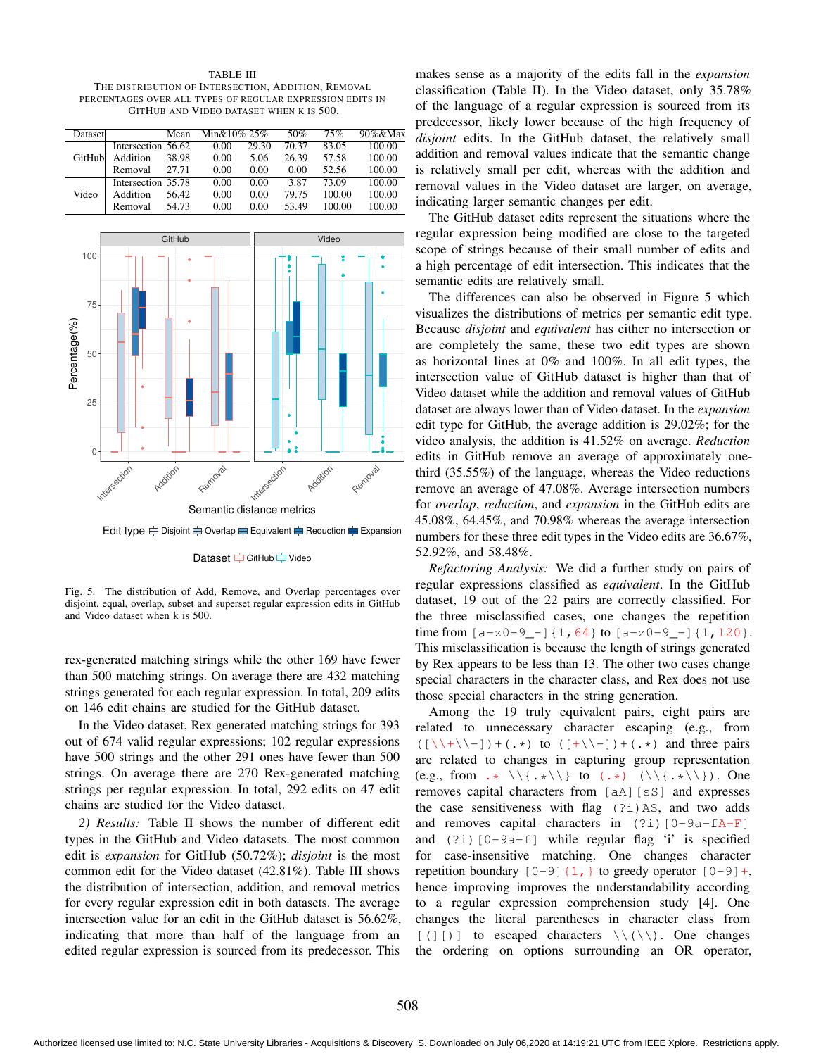TABLE III

THE DISTRIBUTION OF INTERSECTION, ADDITION, REMOVAL PERCENTAGES OVER ALL TYPES OF REGULAR EXPRESSION EDITS IN GITHUB AND VIDEO DATASET WHEN K IS 500.

| Dataset | | Mean | Min&10% | 25% | 50% | 75% | 90%&Max |
|---|---|---|---|---|---|---|---|
| GitHub | Intersection | 56.62 | 0.00 | 29.30 | 70.37 | 83.05 | 100.00 |
| | Addition | 38.98 | 0.00 | 5.06 | 26.39 | 57.58 | 100.00 |
| | Removal | 27.71 | 0.00 | 0.00 | 0.00 | 52.56 | 100.00 |
| Video | Intersection | 35.78 | 0.00 | 0.00 | 3.87 | 73.09 | 100.00 |
| | Addition | 56.42 | 0.00 | 0.00 | 79.75 | 100.00 | 100.00 |
| | Removal | 54.73 | 0.00 | 0.00 | 53.49 | 100.00 | 100.00 |

Fig. 5. The distribution of Add, Remove, and Overlap percentages over disjoint, equal, overlap, subset and superset regular expression edits in GitHub and Video dataset when k is 500.

rex-generated matching strings while the other 169 have fewer than 500 matching strings. On average there are 432 matching strings generated for each regular expression. In total, 209 edits on 146 edit chains are studied for the GitHub dataset.

In the Video dataset, Rex generated matching strings for 393 out of 674 valid regular expressions; 102 regular expressions have 500 strings and the other 291 ones have fewer than 500 strings. On average there are 270 Rex-generated matching strings per regular expression. In total, 292 edits on 47 edit chains are studied for the Video dataset.

*2) Results:* Table II shows the number of different edit types in the GitHub and Video datasets. The most common edit is *expansion* for GitHub (50.72%); *disjoint* is the most common edit for the Video dataset (42.81%). Table III shows the distribution of intersection, addition, and removal metrics for every regular expression edit in both datasets. The average intersection value for an edit in the GitHub dataset is 56.62%, indicating that more than half of the language from an edited regular expression is sourced from its predecessor. This makes sense as a majority of the edits fall in the *expansion* classification (Table II). In the Video dataset, only 35.78% of the language of a regular expression is sourced from its predecessor, likely lower because of the high frequency of *disjoint* edits. In the GitHub dataset, the relatively small addition and removal values indicate that the semantic change is relatively small per edit, whereas with the addition and removal values in the Video dataset are larger, on average, indicating larger semantic changes per edit.

The GitHub dataset edits represent the situations where the regular expression being modified are close to the targeted scope of strings because of their small number of edits and a high percentage of edit intersection. This indicates that the semantic edits are relatively small.

The differences can also be observed in Figure 5 which visualizes the distributions of metrics per semantic edit type. Because *disjoint* and *equivalent* has either no intersection or are completely the same, these two edit types are shown as horizontal lines at 0% and 100%. In all edit types, the intersection value of GitHub dataset is higher than that of Video dataset while the addition and removal values of GitHub dataset are always lower than of Video dataset. In the *expansion* edit type for GitHub, the average addition is 29.02%; for the video analysis, the addition is 41.52% on average. *Reduction* edits in GitHub remove an average of approximately one-third (35.55%) of the language, whereas the Video reductions remove an average of 47.08%. Average intersection numbers for *overlap*, *reduction*, and *expansion* in the GitHub edits are 45.08%, 64.45%, and 70.98% whereas the average intersection numbers for these three edit types in the Video edits are 36.67%, 52.92%, and 58.48%.

*Refactoring Analysis:* We did a further study on pairs of regular expressions classified as *equivalent*. In the GitHub dataset, 19 out of the 22 pairs are correctly classified. For the three misclassified cases, one changes the repetition time from `[a-z0-9_-]{1,64}` to `[a-z0-9_-]{1,120}`. This misclassification is because the length of strings generated by Rex appears to be less than 13. The other two cases change special characters in the character class, and Rex does not use those special characters in the string generation.

Among the 19 truly equivalent pairs, eight pairs are related to unnecessary character escaping (e.g., from `([\\+\\-])+(.*)` to `([+\\-])+(.*)` and three pairs are related to changes in capturing group representation (e.g., from `.* \\{.*\\}` to `(.*) (\\{.*\\})`. One removes capital characters from `[aA][sS]` and expresses the case sensitiveness with flag `(?i)AS`, and two adds and removes capital characters in `(?i)[0-9a-fA-F]` and `(?i)[0-9a-f]` while regular flag 'i' is specified for case-insensitive matching. One changes character repetition boundary `[0-9]{1,}` to greedy operator `[0-9]+`, hence improving improves the understandability according to a regular expression comprehension study [4]. One changes the literal parentheses in character class from `[()]` to escaped characters `\\(\\)`. One changes the ordering on options surrounding an OR operator,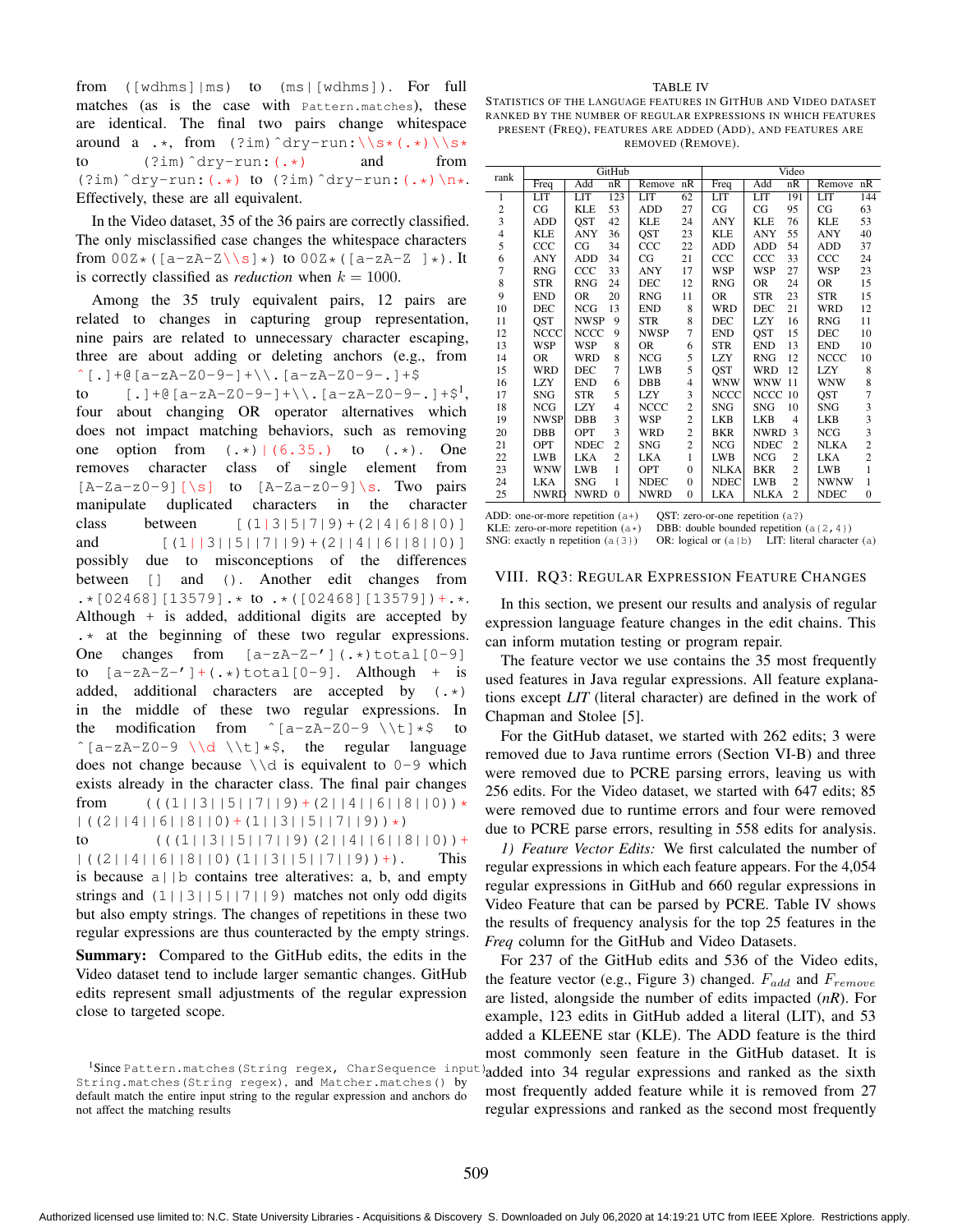from `([wdhms]|ms)` to `(ms|[wdhms])`. For full matches (as is the case with `Pattern.matches`), these are identical. The final two pairs change whitespace around a `.*`, from `(?im)^dry-run:\\s*(.*)\\s*` to `(?im)^dry-run:(.*)` and from `(?im)^dry-run:(.*)` to `(?im)^dry-run:(.*)\n*`. Effectively, these are all equivalent.

In the Video dataset, 35 of the 36 pairs are correctly classified. The only misclassified case changes the whitespace characters from `00Z*([a-zA-Z\\s]*)` to `00Z*([a-zA-Z ]*)`. It is correctly classified as *reduction* when $k = 1000$.

Among the 35 truly equivalent pairs, 12 pairs are related to changes in capturing group representation, nine pairs are related to unnecessary character escaping, three are about adding or deleting anchors (e.g., from `^[.]+@[a-zA-Z0-9-]+\\.[a-zA-Z0-9-.]+$` to `[.]+@[a-zA-Z0-9-]+\\.[a-zA-Z0-9-.]+$`[1], four about changing OR operator alternatives which does not impact matching behaviors, such as removing one option from `(.*)|(6.35.)` to `(.*)`. One removes character class of single element from `[A-Za-z0-9][\s]` to `[A-Za-z0-9]\s`. Two pairs manipulate duplicated characters in the character class between `[(1|3|5|7|9)+(2|4|6|8|0)]` and `[(1||3||5||7||9)+(2||4||6||8||0)]` possibly due to misconceptions of the differences between `[]` and `()`. Another edit changes from `.*[02468][13579].*` to `.*([02468][13579])+.*`. Although `+` is added, additional digits are accepted by `.*` at the beginning of these two regular expressions. One changes from `[a-zA-Z-'](.*)total[0-9]` to `[a-zA-Z-']+(.*)total[0-9]`. Although `+` is added, additional characters are accepted by `(.*)` in the middle of these two regular expressions. In the modification from `^[a-zA-Z0-9 \t]*$` to `^[a-zA-Z0-9 \\d \\t]*$`, the regular language does not change because `\\d` is equivalent to `0-9` which exists already in the character class. The final pair changes from `(((1||3||5||7||9)+(2||4||6||8||0))*|((2||4||6||8||0)+(1||3||5||7||9))*)` to `(((1||3||5||7||9)(2||4||6||8||0))+|((2||4||6||8||0)(1||3||5||7||9))+)`. This is because `a||b` contains tree alteratives: a, b, and empty strings and `(1||3||5||7||9)` matches not only odd digits but also empty strings. The changes of repetitions in these two regular expressions are thus counteracted by the empty strings.

**Summary:** Compared to the GitHub edits, the edits in the Video dataset tend to include larger semantic changes. GitHub edits represent small adjustments of the regular expression close to targeted scope.

[1] Since `Pattern.matches(String regex, CharSequence input)`, `String.matches(String regex)`, and `Matcher.matches()` by default match the entire input string to the regular expression and anchors do not affect the matching results

TABLE IV
STATISTICS OF THE LANGUAGE FEATURES IN GITHUB AND VIDEO DATASET RANKED BY THE NUMBER OF REGULAR EXPRESSIONS IN WHICH FEATURES PRESENT (FREQ), FEATURES ARE ADDED (ADD), AND FEATURES ARE REMOVED (REMOVE).

| rank | GitHub | | | | | Video | | | | |
|---|---|---|---|---|---|---|---|---|---|---|
| | Freq | Add | nR | Remove | nR | Freq | Add | nR | Remove | nR |
| 1 | LIT | LIT | 123 | LIT | 62 | LIT | LIT | 191 | LIT | 144 |
| 2 | CG | KLE | 53 | ADD | 27 | CG | CG | 95 | CG | 63 |
| 3 | ADD | QST | 42 | KLE | 24 | ANY | KLE | 76 | KLE | 53 |
| 4 | KLE | ANY | 36 | QST | 23 | KLE | ANY | 55 | ANY | 40 |
| 5 | CCC | CG | 34 | CCC | 22 | ADD | ADD | 54 | ADD | 37 |
| 6 | ANY | ADD | 34 | CG | 21 | CCC | CCC | 33 | CCC | 24 |
| 7 | RNG | CCC | 33 | ANY | 17 | WSP | WSP | 27 | WSP | 23 |
| 8 | STR | RNG | 24 | DEC | 12 | RNG | OR | 24 | OR | 15 |
| 9 | END | OR | 20 | RNG | 11 | OR | STR | 23 | STR | 15 |
| 10 | DEC | NCG | 13 | END | 8 | WRD | DEC | 21 | WRD | 12 |
| 11 | QST | NWSP | 9 | STR | 8 | DEC | LZY | 16 | RNG | 11 |
| 12 | NCCC | NCCC | 9 | NWSP | 7 | END | QST | 15 | DEC | 10 |
| 13 | WSP | WSP | 8 | OR | 6 | STR | END | 13 | END | 10 |
| 14 | OR | WRD | 8 | NCG | 5 | LZY | RNG | 12 | NCCC | 10 |
| 15 | WRD | DEC | 7 | LWB | 5 | QST | WRD | 12 | LZY | 8 |
| 16 | LZY | END | 6 | DBB | 4 | WNW | WNW | 11 | WNW | 8 |
| 17 | SNG | STR | 5 | LZY | 3 | NCCC | NCCC | 10 | QST | 7 |
| 18 | NCG | LZY | 4 | NCCC | 2 | SNG | SNG | 10 | SNG | 3 |
| 19 | NWSP | DBB | 3 | WSP | 2 | LKB | LKB | 4 | LKB | 3 |
| 20 | DBB | OPT | 3 | WRD | 2 | BKR | NWRD | 3 | NCG | 3 |
| 21 | OPT | NDEC | 2 | SNG | 2 | NCG | NDEC | 2 | NLKA | 2 |
| 22 | LWB | LKA | 2 | LKA | 1 | LWB | NCG | 2 | LKA | 2 |
| 23 | WNW | LWB | 1 | OPT | 0 | NLKA | BKR | 2 | LWB | 1 |
| 24 | LKA | SNG | 1 | NDEC | 0 | NDEC | LWB | 2 | NWNW | 1 |
| 25 | NWRD | NWRD | 0 | NWRD | 0 | LKA | NLKA | 2 | NDEC | 0 |

ADD: one-or-more repetition (`a+`) QST: zero-or-one repetition (`a?`)
KLE: zero-or-more repetition (`a*`) DBB: double bounded repetition (`a{2,4}`)
SNG: exactly n repetition (`a{3}`) OR: logical or (`a|b`) LIT: literal character (a)

## VIII. RQ3: Regular Expression Feature Changes

In this section, we present our results and analysis of regular expression language feature changes in the edit chains. This can inform mutation testing or program repair.

The feature vector we use contains the 35 most frequently used features in Java regular expressions. All feature explanations except *LIT* (literal character) are defined in the work of Chapman and Stolee [5].

For the GitHub dataset, we started with 262 edits; 3 were removed due to Java runtime errors (Section VI-B) and three were removed due to PCRE parsing errors, leaving us with 256 edits. For the Video dataset, we started with 647 edits; 85 were removed due to runtime errors and four were removed due to PCRE parse errors, resulting in 558 edits for analysis.

*1) Feature Vector Edits:* We first calculated the number of regular expressions in which each feature appears. For the 4,054 regular expressions in GitHub and 660 regular expressions in Video Feature that can be parsed by PCRE. Table IV shows the results of frequency analysis for the top 25 features in the *Freq* column for the GitHub and Video Datasets.

For 237 of the GitHub edits and 536 of the Video edits, the feature vector (e.g., Figure 3) changed. $F_{add}$ and $F_{remove}$ are listed, alongside the number of edits impacted (*nR*). For example, 123 edits in GitHub added a literal (LIT), and 53 added a KLEENE star (KLE). The ADD feature is the third most commonly seen feature in the GitHub dataset. It is added into 34 regular expressions and ranked as the sixth most frequently added feature while it is removed from 27 regular expressions and ranked as the second most frequently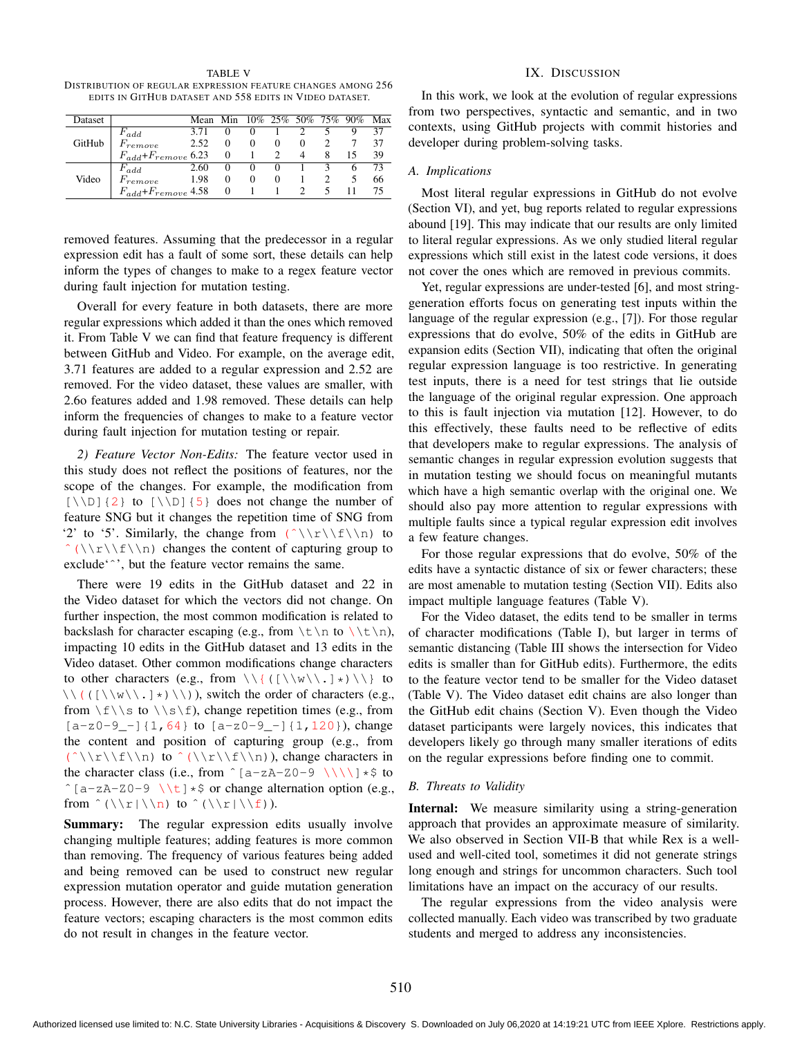TABLE V
DISTRIBUTION OF REGULAR EXPRESSION FEATURE CHANGES AMONG 256 EDITS IN GITHUB DATASET AND 558 EDITS IN VIDEO DATASET.

| Dataset | | Mean | Min | 10% | 25% | 50% | 75% | 90% | Max |
|---|---|---|---|---|---|---|---|---|---|
| GitHub | $F_{add}$ | 3.71 | 0 | 0 | 1 | 2 | 5 | 9 | 37 |
| | $F_{remove}$ | 2.52 | 0 | 0 | 0 | 0 | 2 | 7 | 37 |
| | $F_{add}$+$F_{remove}$ | 6.23 | 0 | 1 | 2 | 4 | 8 | 15 | 39 |
| Video | $F_{add}$ | 2.60 | 0 | 0 | 0 | 1 | 3 | 6 | 73 |
| | $F_{remove}$ | 1.98 | 0 | 0 | 0 | 1 | 2 | 5 | 66 |
| | $F_{add}$+$F_{remove}$ | 4.58 | 0 | 1 | 1 | 2 | 5 | 11 | 75 |

removed features. Assuming that the predecessor in a regular expression edit has a fault of some sort, these details can help inform the types of changes to make to a regex feature vector during fault injection for mutation testing.

Overall for every feature in both datasets, there are more regular expressions which added it than the ones which removed it. From Table V we can find that feature frequency is different between GitHub and Video. For example, on the average edit, 3.71 features are added to a regular expression and 2.52 are removed. For the video dataset, these values are smaller, with 2.6o features added and 1.98 removed. These details can help inform the frequencies of changes to make to a feature vector during fault injection for mutation testing or repair.

*2) Feature Vector Non-Edits:* The feature vector used in this study does not reflect the positions of features, nor the scope of the changes. For example, the modification from `[\\D]{2}` to `[\\D]{5}` does not change the number of feature SNG but it changes the repetition time of SNG from '2' to '5'. Similarly, the change from `(^\\r\\f\\n)` to `^(\\r\\f\\n)` changes the content of capturing group to exclude'^', but the feature vector remains the same.

There were 19 edits in the GitHub dataset and 22 in the Video dataset for which the vectors did not change. On further inspection, the most common modification is related to backslash for character escaping (e.g., from `\t\n` to `\\t\n`), impacting 10 edits in the GitHub dataset and 13 edits in the Video dataset. Other common modifications change characters to other characters (e.g., from `\\{([\\w\\.]*)\\}` to `\\(([\\w\\.]*)\\)`), switch the order of characters (e.g., from `\f\\s` to `\\s\f`), change repetition times (e.g., from `[a-z0-9_-]{1,64}` to `[a-z0-9_-]{1,120}`), change the content and position of capturing group (e.g., from `(^\\r\\f\\n)` to `^(\\r\\f\\n)`), change characters in the character class (i.e., from `^[a-zA-Z0-9 \\\\]*$` to `^[a-zA-Z0-9 \\t]*$` or change alternation option (e.g., from `^(\\r|\\n)` to `^(\\r|\\f)`).

**Summary:** The regular expression edits usually involve changing multiple features; adding features is more common than removing. The frequency of various features being added and being removed can be used to construct new regular expression mutation operator and guide mutation generation process. However, there are also edits that do not impact the feature vectors; escaping characters is the most common edits do not result in changes in the feature vector.

## IX. DISCUSSION

In this work, we look at the evolution of regular expressions from two perspectives, syntactic and semantic, and in two contexts, using GitHub projects with commit histories and developer during problem-solving tasks.

### A. Implications

Most literal regular expressions in GitHub do not evolve (Section VI), and yet, bug reports related to regular expressions abound [19]. This may indicate that our results are only limited to literal regular expressions. As we only studied literal regular expressions which still exist in the latest code versions, it does not cover the ones which are removed in previous commits.

Yet, regular expressions are under-tested [6], and most string-generation efforts focus on generating test inputs within the language of the regular expression (e.g., [7]). For those regular expressions that do evolve, 50% of the edits in GitHub are expansion edits (Section VII), indicating that often the original regular expression language is too restrictive. In generating test inputs, there is a need for test strings that lie outside the language of the original regular expression. One approach to this is fault injection via mutation [12]. However, to do this effectively, these faults need to be reflective of edits that developers make to regular expressions. The analysis of semantic changes in regular expression evolution suggests that in mutation testing we should focus on meaningful mutants which have a high semantic overlap with the original one. We should also pay more attention to regular expressions with multiple faults since a typical regular expression edit involves a few feature changes.

For those regular expressions that do evolve, 50% of the edits have a syntactic distance of six or fewer characters; these are most amenable to mutation testing (Section VII). Edits also impact multiple language features (Table V).

For the Video dataset, the edits tend to be smaller in terms of character modifications (Table I), but larger in terms of semantic distancing (Table III shows the intersection for Video edits is smaller than for GitHub edits). Furthermore, the edits to the feature vector tend to be smaller for the Video dataset (Table V). The Video dataset edit chains are also longer than the GitHub edit chains (Section V). Even though the Video dataset participants were largely novices, this indicates that developers likely go through many smaller iterations of edits on the regular expressions before finding one to commit.

### B. Threats to Validity

**Internal:** We measure similarity using a string-generation approach that provides an approximate measure of similarity. We also observed in Section VII-B that while Rex is a well-used and well-cited tool, sometimes it did not generate strings long enough and strings for uncommon characters. Such tool limitations have an impact on the accuracy of our results.

The regular expressions from the video analysis were collected manually. Each video was transcribed by two graduate students and merged to address any inconsistencies.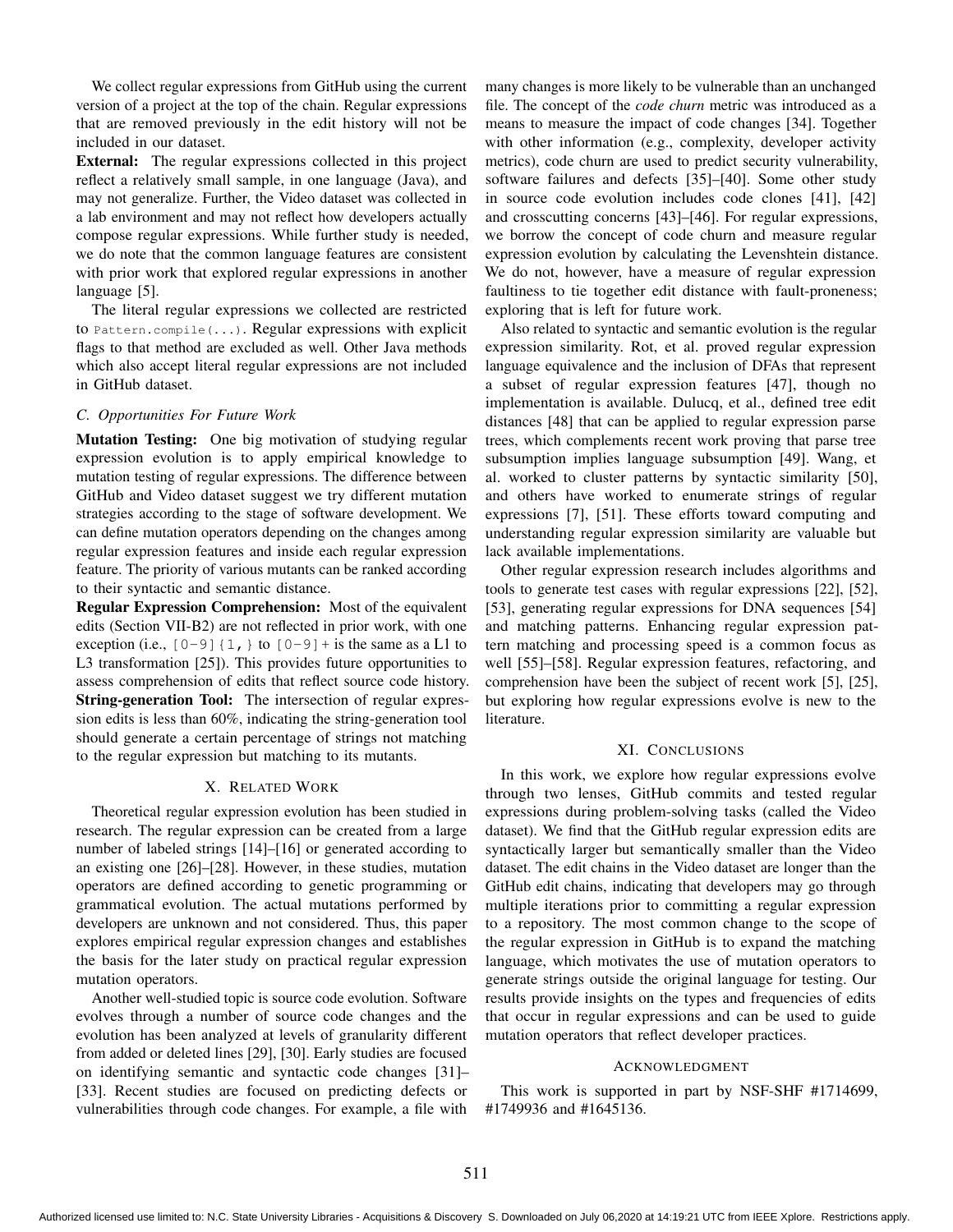We collect regular expressions from GitHub using the current version of a project at the top of the chain. Regular expressions that are removed previously in the edit history will not be included in our dataset.

**External:** The regular expressions collected in this project reflect a relatively small sample, in one language (Java), and may not generalize. Further, the Video dataset was collected in a lab environment and may not reflect how developers actually compose regular expressions. While further study is needed, we do note that the common language features are consistent with prior work that explored regular expressions in another language [5].

The literal regular expressions we collected are restricted to `Pattern.compile(...)`. Regular expressions with explicit flags to that method are excluded as well. Other Java methods which also accept literal regular expressions are not included in GitHub dataset.

### C. Opportunities For Future Work

**Mutation Testing:** One big motivation of studying regular expression evolution is to apply empirical knowledge to mutation testing of regular expressions. The difference between GitHub and Video dataset suggest we try different mutation strategies according to the stage of software development. We can define mutation operators depending on the changes among regular expression features and inside each regular expression feature. The priority of various mutants can be ranked according to their syntactic and semantic distance.

**Regular Expression Comprehension:** Most of the equivalent edits (Section VII-B2) are not reflected in prior work, with one exception (i.e., `[0-9]{1,}` to `[0-9]+` is the same as a L1 to L3 transformation [25]). This provides future opportunities to assess comprehension of edits that reflect source code history.

**String-generation Tool:** The intersection of regular expression edits is less than 60%, indicating the string-generation tool should generate a certain percentage of strings not matching to the regular expression but matching to its mutants.

## X. Related Work

Theoretical regular expression evolution has been studied in research. The regular expression can be created from a large number of labeled strings [14]–[16] or generated according to an existing one [26]–[28]. However, in these studies, mutation operators are defined according to genetic programming or grammatical evolution. The actual mutations performed by developers are unknown and not considered. Thus, this paper explores empirical regular expression changes and establishes the basis for the later study on practical regular expression mutation operators.

Another well-studied topic is source code evolution. Software evolves through a number of source code changes and the evolution has been analyzed at levels of granularity different from added or deleted lines [29], [30]. Early studies are focused on identifying semantic and syntactic code changes [31]–[33]. Recent studies are focused on predicting defects or vulnerabilities through code changes. For example, a file with many changes is more likely to be vulnerable than an unchanged file. The concept of the *code churn* metric was introduced as a means to measure the impact of code changes [34]. Together with other information (e.g., complexity, developer activity metrics), code churn are used to predict security vulnerability, software failures and defects [35]–[40]. Some other study in source code evolution includes code clones [41], [42] and crosscutting concerns [43]–[46]. For regular expressions, we borrow the concept of code churn and measure regular expression evolution by calculating the Levenshtein distance. We do not, however, have a measure of regular expression faultiness to tie together edit distance with fault-proneness; exploring that is left for future work.

Also related to syntactic and semantic evolution is the regular expression similarity. Rot, et al. proved regular expression language equivalence and the inclusion of DFAs that represent a subset of regular expression features [47], though no implementation is available. Dulucq, et al., defined tree edit distances [48] that can be applied to regular expression parse trees, which complements recent work proving that parse tree subsumption implies language subsumption [49]. Wang, et al. worked to cluster patterns by syntactic similarity [50], and others have worked to enumerate strings of regular expressions [7], [51]. These efforts toward computing and understanding regular expression similarity are valuable but lack available implementations.

Other regular expression research includes algorithms and tools to generate test cases with regular expressions [22], [52], [53], generating regular expressions for DNA sequences [54] and matching patterns. Enhancing regular expression pattern matching and processing speed is a common focus as well [55]–[58]. Regular expression features, refactoring, and comprehension have been the subject of recent work [5], [25], but exploring how regular expressions evolve is new to the literature.

## XI. Conclusions

In this work, we explore how regular expressions evolve through two lenses, GitHub commits and tested regular expressions during problem-solving tasks (called the Video dataset). We find that the GitHub regular expression edits are syntactically larger but semantically smaller than the Video dataset. The edit chains in the Video dataset are longer than the GitHub edit chains, indicating that developers may go through multiple iterations prior to committing a regular expression to a repository. The most common change to the scope of the regular expression in GitHub is to expand the matching language, which motivates the use of mutation operators to generate strings outside the original language for testing. Our results provide insights on the types and frequencies of edits that occur in regular expressions and can be used to guide mutation operators that reflect developer practices.

## Acknowledgment

This work is supported in part by NSF-SHF #1714699, #1749936 and #1645136.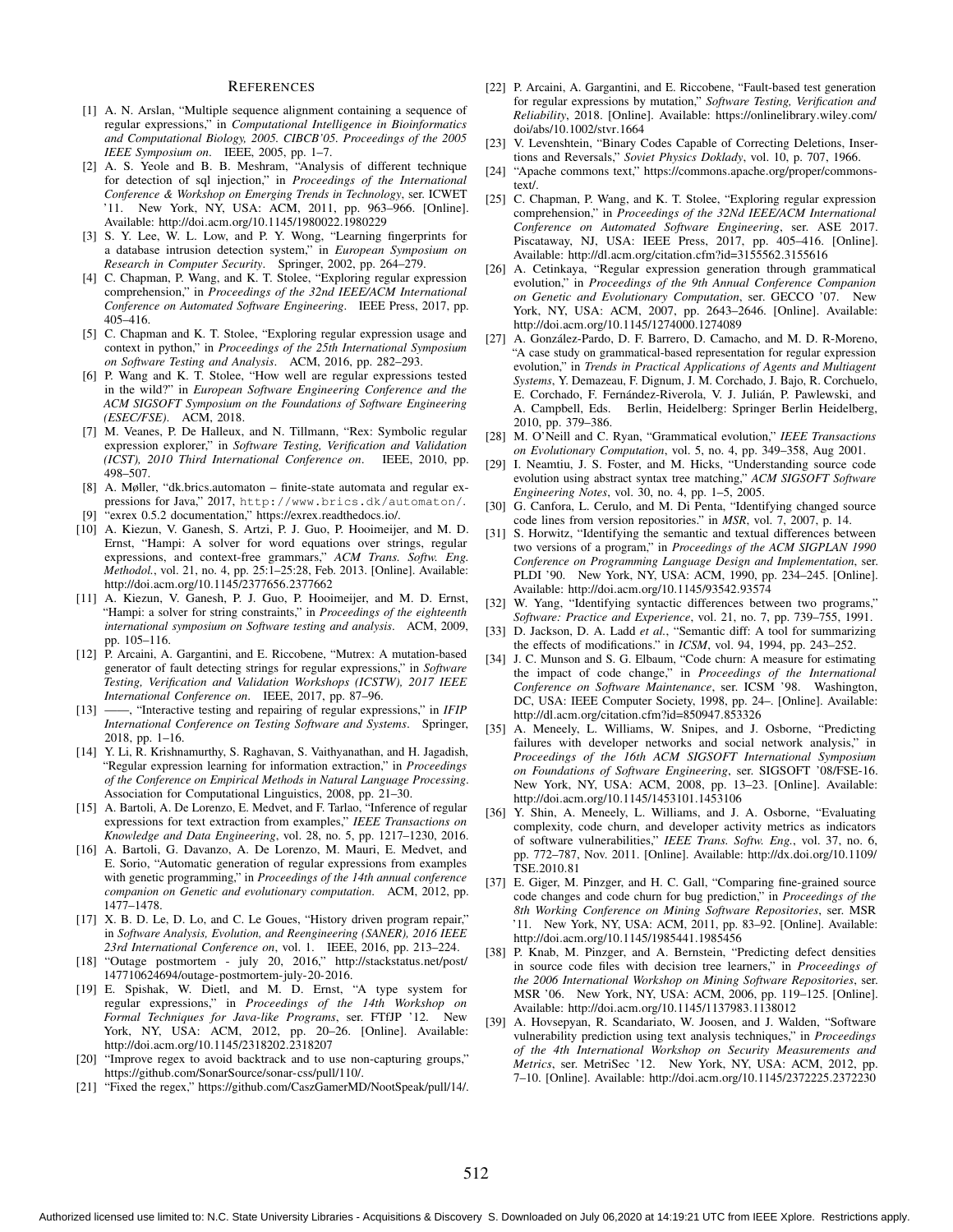## References

[1] A. N. Arslan, "Multiple sequence alignment containing a sequence of regular expressions," in *Computational Intelligence in Bioinformatics and Computational Biology, 2005. CIBCB'05. Proceedings of the 2005 IEEE Symposium on*. IEEE, 2005, pp. 1–7.

[2] A. S. Yeole and B. B. Meshram, "Analysis of different technique for detection of sql injection," in *Proceedings of the International Conference & Workshop on Emerging Trends in Technology*, ser. ICWET '11. New York, NY, USA: ACM, 2011, pp. 963–966. [Online]. Available: http://doi.acm.org/10.1145/1980022.1980229

[3] S. Y. Lee, W. L. Low, and P. Y. Wong, "Learning fingerprints for a database intrusion detection system," in *European Symposium on Research in Computer Security*. Springer, 2002, pp. 264–279.

[4] C. Chapman, P. Wang, and K. T. Stolee, "Exploring regular expression comprehension," in *Proceedings of the 32nd IEEE/ACM International Conference on Automated Software Engineering*. IEEE Press, 2017, pp. 405–416.

[5] C. Chapman and K. T. Stolee, "Exploring regular expression usage and context in python," in *Proceedings of the 25th International Symposium on Software Testing and Analysis*. ACM, 2016, pp. 282–293.

[6] P. Wang and K. T. Stolee, "How well are regular expressions tested in the wild?" in *European Software Engineering Conference and the ACM SIGSOFT Symposium on the Foundations of Software Engineering (ESEC/FSE)*. ACM, 2018.

[7] M. Veanes, P. De Halleux, and N. Tillmann, "Rex: Symbolic regular expression explorer," in *Software Testing, Verification and Validation (ICST), 2010 Third International Conference on*. IEEE, 2010, pp. 498–507.

[8] A. Møller, "dk.brics.automaton – finite-state automata and regular expressions for Java," 2017, http://www.brics.dk/automaton/.

[9] "exrex 0.5.2 documentation," https://exrex.readthedocs.io/.

[10] A. Kiezun, V. Ganesh, S. Artzi, P. J. Guo, P. Hooimeijer, and M. D. Ernst, "Hampi: A solver for word equations over strings, regular expressions, and context-free grammars," *ACM Trans. Softw. Eng. Methodol.*, vol. 21, no. 4, pp. 25:1–25:28, Feb. 2013. [Online]. Available: http://doi.acm.org/10.1145/2377656.2377662

[11] A. Kiezun, V. Ganesh, P. J. Guo, P. Hooimeijer, and M. D. Ernst, "Hampi: a solver for string constraints," in *Proceedings of the eighteenth international symposium on Software testing and analysis*. ACM, 2009, pp. 105–116.

[12] P. Arcaini, A. Gargantini, and E. Riccobene, "Mutrex: A mutation-based generator of fault detecting strings for regular expressions," in *Software Testing, Verification and Validation Workshops (ICSTW), 2017 IEEE International Conference on*. IEEE, 2017, pp. 87–96.

[13] ——, "Interactive testing and repairing of regular expressions," in *IFIP International Conference on Testing Software and Systems*. Springer, 2018, pp. 1–16.

[14] Y. Li, R. Krishnamurthy, S. Raghavan, S. Vaithyanathan, and H. Jagadish, "Regular expression learning for information extraction," in *Proceedings of the Conference on Empirical Methods in Natural Language Processing*. Association for Computational Linguistics, 2008, pp. 21–30.

[15] A. Bartoli, A. De Lorenzo, E. Medvet, and F. Tarlao, "Inference of regular expressions for text extraction from examples," *IEEE Transactions on Knowledge and Data Engineering*, vol. 28, no. 5, pp. 1217–1230, 2016.

[16] A. Bartoli, G. Davanzo, A. De Lorenzo, M. Mauri, E. Medvet, and E. Sorio, "Automatic generation of regular expressions from examples with genetic programming," in *Proceedings of the 14th annual conference companion on Genetic and evolutionary computation*. ACM, 2012, pp. 1477–1478.

[17] X. B. D. Le, D. Lo, and C. Le Goues, "History driven program repair," in *Software Analysis, Evolution, and Reengineering (SANER), 2016 IEEE 23rd International Conference on*, vol. 1. IEEE, 2016, pp. 213–224.

[18] "Outage postmortem - july 20, 2016," http://stackstatus.net/post/147710624694/outage-postmortem-july-20-2016.

[19] E. Spishak, W. Dietl, and M. D. Ernst, "A type system for regular expressions," in *Proceedings of the 14th Workshop on Formal Techniques for Java-like Programs*, ser. FTfJP '12. New York, NY, USA: ACM, 2012, pp. 20–26. [Online]. Available: http://doi.acm.org/10.1145/2318202.2318207

[20] "Improve regex to avoid backtrack and to use non-capturing groups," https://github.com/SonarSource/sonar-css/pull/110/.

[21] "Fixed the regex," https://github.com/CaszGamerMD/NootSpeak/pull/14/.

[22] P. Arcaini, A. Gargantini, and E. Riccobene, "Fault-based test generation for regular expressions by mutation," *Software Testing, Verification and Reliability*, 2018. [Online]. Available: https://onlinelibrary.wiley.com/doi/abs/10.1002/stvr.1664

[23] V. Levenshtein, "Binary Codes Capable of Correcting Deletions, Insertions and Reversals," *Soviet Physics Doklady*, vol. 10, p. 707, 1966.

[24] "Apache commons text," https://commons.apache.org/proper/commons-text/.

[25] C. Chapman, P. Wang, and K. T. Stolee, "Exploring regular expression comprehension," in *Proceedings of the 32Nd IEEE/ACM International Conference on Automated Software Engineering*, ser. ASE 2017. Piscataway, NJ, USA: IEEE Press, 2017, pp. 405–416. [Online]. Available: http://dl.acm.org/citation.cfm?id=3155562.3155616

[26] A. Cetinkaya, "Regular expression generation through grammatical evolution," in *Proceedings of the 9th Annual Conference Companion on Genetic and Evolutionary Computation*, ser. GECCO '07. New York, NY, USA: ACM, 2007, pp. 2643–2646. [Online]. Available: http://doi.acm.org/10.1145/1274000.1274089

[27] A. González-Pardo, D. F. Barrero, D. Camacho, and M. D. R-Moreno, "A case study on grammatical-based representation for regular expression evolution," in *Trends in Practical Applications of Agents and Multiagent Systems*, Y. Demazeau, F. Dignum, J. M. Corchado, J. Bajo, R. Corchuelo, E. Corchado, F. Fernández-Riverola, V. J. Julián, P. Pawlewski, and A. Campbell, Eds. Berlin, Heidelberg: Springer Berlin Heidelberg, 2010, pp. 379–386.

[28] M. O'Neill and C. Ryan, "Grammatical evolution," *IEEE Transactions on Evolutionary Computation*, vol. 5, no. 4, pp. 349–358, Aug 2001.

[29] I. Neamtiu, J. S. Foster, and M. Hicks, "Understanding source code evolution using abstract syntax tree matching," *ACM SIGSOFT Software Engineering Notes*, vol. 30, no. 4, pp. 1–5, 2005.

[30] G. Canfora, L. Cerulo, and M. Di Penta, "Identifying changed source code lines from version repositories." in *MSR*, vol. 7, 2007, p. 14.

[31] S. Horwitz, "Identifying the semantic and textual differences between two versions of a program," in *Proceedings of the ACM SIGPLAN 1990 Conference on Programming Language Design and Implementation*, ser. PLDI '90. New York, NY, USA: ACM, 1990, pp. 234–245. [Online]. Available: http://doi.acm.org/10.1145/93542.93574

[32] W. Yang, "Identifying syntactic differences between two programs," *Software: Practice and Experience*, vol. 21, no. 7, pp. 739–755, 1991.

[33] D. Jackson, D. A. Ladd *et al.*, "Semantic diff: A tool for summarizing the effects of modifications." in *ICSM*, vol. 94, 1994, pp. 243–252.

[34] J. C. Munson and S. G. Elbaum, "Code churn: A measure for estimating the impact of code change," in *Proceedings of the International Conference on Software Maintenance*, ser. ICSM '98. Washington, DC, USA: IEEE Computer Society, 1998, pp. 24–. [Online]. Available: http://dl.acm.org/citation.cfm?id=850947.853326

[35] A. Meneely, L. Williams, W. Snipes, and J. Osborne, "Predicting failures with developer networks and social network analysis," in *Proceedings of the 16th ACM SIGSOFT International Symposium on Foundations of Software Engineering*, ser. SIGSOFT '08/FSE-16. New York, NY, USA: ACM, 2008, pp. 13–23. [Online]. Available: http://doi.acm.org/10.1145/1453101.1453106

[36] Y. Shin, A. Meneely, L. Williams, and J. A. Osborne, "Evaluating complexity, code churn, and developer activity metrics as indicators of software vulnerabilities," *IEEE Trans. Softw. Eng.*, vol. 37, no. 6, pp. 772–787, Nov. 2011. [Online]. Available: http://dx.doi.org/10.1109/TSE.2010.81

[37] E. Giger, M. Pinzger, and H. C. Gall, "Comparing fine-grained source code changes and code churn for bug prediction," in *Proceedings of the 8th Working Conference on Mining Software Repositories*, ser. MSR '11. New York, NY, USA: ACM, 2011, pp. 83–92. [Online]. Available: http://doi.acm.org/10.1145/1985441.1985456

[38] P. Knab, M. Pinzger, and A. Bernstein, "Predicting defect densities in source code files with decision tree learners," in *Proceedings of the 2006 International Workshop on Mining Software Repositories*, ser. MSR '06. New York, NY, USA: ACM, 2006, pp. 119–125. [Online]. Available: http://doi.acm.org/10.1145/1137983.1138012

[39] A. Hovsepyan, R. Scandariato, W. Joosen, and J. Walden, "Software vulnerability prediction using text analysis techniques," in *Proceedings of the 4th International Workshop on Security Measurements and Metrics*, ser. MetriSec '12. New York, NY, USA: ACM, 2012, pp. 7–10. [Online]. Available: http://doi.acm.org/10.1145/2372225.2372230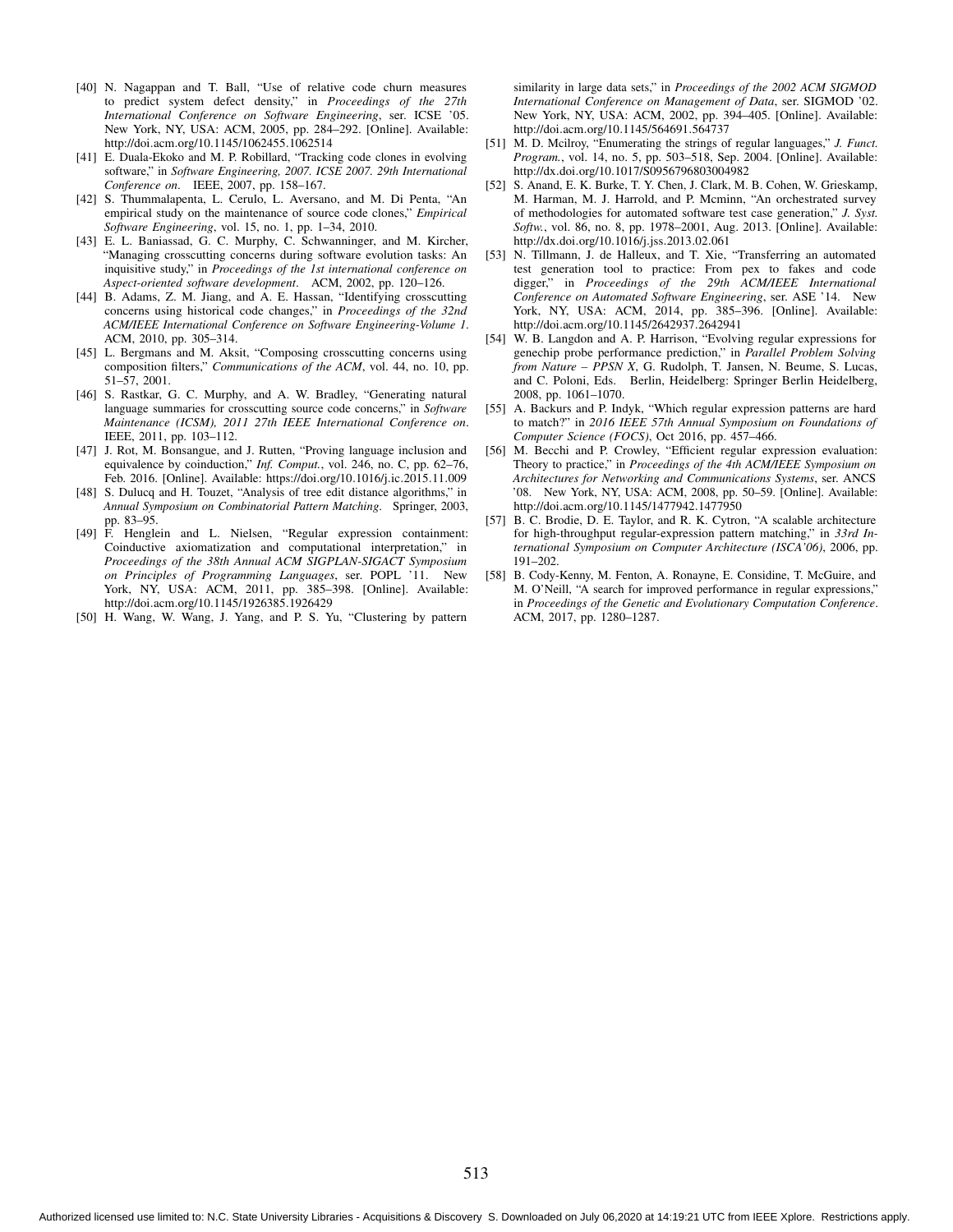[40] N. Nagappan and T. Ball, "Use of relative code churn measures to predict system defect density," in *Proceedings of the 27th International Conference on Software Engineering*, ser. ICSE '05. New York, NY, USA: ACM, 2005, pp. 284–292. [Online]. Available: http://doi.acm.org/10.1145/1062455.1062514

[41] E. Duala-Ekoko and M. P. Robillard, "Tracking code clones in evolving software," in *Software Engineering, 2007. ICSE 2007. 29th International Conference on*. IEEE, 2007, pp. 158–167.

[42] S. Thummalapenta, L. Cerulo, L. Aversano, and M. Di Penta, "An empirical study on the maintenance of source code clones," *Empirical Software Engineering*, vol. 15, no. 1, pp. 1–34, 2010.

[43] E. L. Baniassad, G. C. Murphy, C. Schwanninger, and M. Kircher, "Managing crosscutting concerns during software evolution tasks: An inquisitive study," in *Proceedings of the 1st international conference on Aspect-oriented software development*. ACM, 2002, pp. 120–126.

[44] B. Adams, Z. M. Jiang, and A. E. Hassan, "Identifying crosscutting concerns using historical code changes," in *Proceedings of the 32nd ACM/IEEE International Conference on Software Engineering-Volume 1*. ACM, 2010, pp. 305–314.

[45] L. Bergmans and M. Aksit, "Composing crosscutting concerns using composition filters," *Communications of the ACM*, vol. 44, no. 10, pp. 51–57, 2001.

[46] S. Rastkar, G. C. Murphy, and A. W. Bradley, "Generating natural language summaries for crosscutting source code concerns," in *Software Maintenance (ICSM), 2011 27th IEEE International Conference on*. IEEE, 2011, pp. 103–112.

[47] J. Rot, M. Bonsangue, and J. Rutten, "Proving language inclusion and equivalence by coinduction," *Inf. Comput.*, vol. 246, no. C, pp. 62–76, Feb. 2016. [Online]. Available: https://doi.org/10.1016/j.ic.2015.11.009

[48] S. Dulucq and H. Touzet, "Analysis of tree edit distance algorithms," in *Annual Symposium on Combinatorial Pattern Matching*. Springer, 2003, pp. 83–95.

[49] F. Henglein and L. Nielsen, "Regular expression containment: Coinductive axiomatization and computational interpretation," in *Proceedings of the 38th Annual ACM SIGPLAN-SIGACT Symposium on Principles of Programming Languages*, ser. POPL '11. New York, NY, USA: ACM, 2011, pp. 385–398. [Online]. Available: http://doi.acm.org/10.1145/1926385.1926429

[50] H. Wang, W. Wang, J. Yang, and P. S. Yu, "Clustering by pattern similarity in large data sets," in *Proceedings of the 2002 ACM SIGMOD International Conference on Management of Data*, ser. SIGMOD '02. New York, NY, USA: ACM, 2002, pp. 394–405. [Online]. Available: http://doi.acm.org/10.1145/564691.564737

[51] M. D. Mcilroy, "Enumerating the strings of regular languages," *J. Funct. Program.*, vol. 14, no. 5, pp. 503–518, Sep. 2004. [Online]. Available: http://dx.doi.org/10.1017/S0956796803004982

[52] S. Anand, E. K. Burke, T. Y. Chen, J. Clark, M. B. Cohen, W. Grieskamp, M. Harman, M. J. Harrold, and P. Mcminn, "An orchestrated survey of methodologies for automated software test case generation," *J. Syst. Softw.*, vol. 86, no. 8, pp. 1978–2001, Aug. 2013. [Online]. Available: http://dx.doi.org/10.1016/j.jss.2013.02.061

[53] N. Tillmann, J. de Halleux, and T. Xie, "Transferring an automated test generation tool to practice: From pex to fakes and code digger," in *Proceedings of the 29th ACM/IEEE International Conference on Automated Software Engineering*, ser. ASE '14. New York, NY, USA: ACM, 2014, pp. 385–396. [Online]. Available: http://doi.acm.org/10.1145/2642937.2642941

[54] W. B. Langdon and A. P. Harrison, "Evolving regular expressions for genechip probe performance prediction," in *Parallel Problem Solving from Nature – PPSN X*, G. Rudolph, T. Jansen, N. Beume, S. Lucas, and C. Poloni, Eds. Berlin, Heidelberg: Springer Berlin Heidelberg, 2008, pp. 1061–1070.

[55] A. Backurs and P. Indyk, "Which regular expression patterns are hard to match?" in *2016 IEEE 57th Annual Symposium on Foundations of Computer Science (FOCS)*, Oct 2016, pp. 457–466.

[56] M. Becchi and P. Crowley, "Efficient regular expression evaluation: Theory to practice," in *Proceedings of the 4th ACM/IEEE Symposium on Architectures for Networking and Communications Systems*, ser. ANCS '08. New York, NY, USA: ACM, 2008, pp. 50–59. [Online]. Available: http://doi.acm.org/10.1145/1477942.1477950

[57] B. C. Brodie, D. E. Taylor, and R. K. Cytron, "A scalable architecture for high-throughput regular-expression pattern matching," in *33rd International Symposium on Computer Architecture (ISCA'06)*, 2006, pp. 191–202.

[58] B. Cody-Kenny, M. Fenton, A. Ronayne, E. Considine, T. McGuire, and M. O'Neill, "A search for improved performance in regular expressions," in *Proceedings of the Genetic and Evolutionary Computation Conference*. ACM, 2017, pp. 1280–1287.